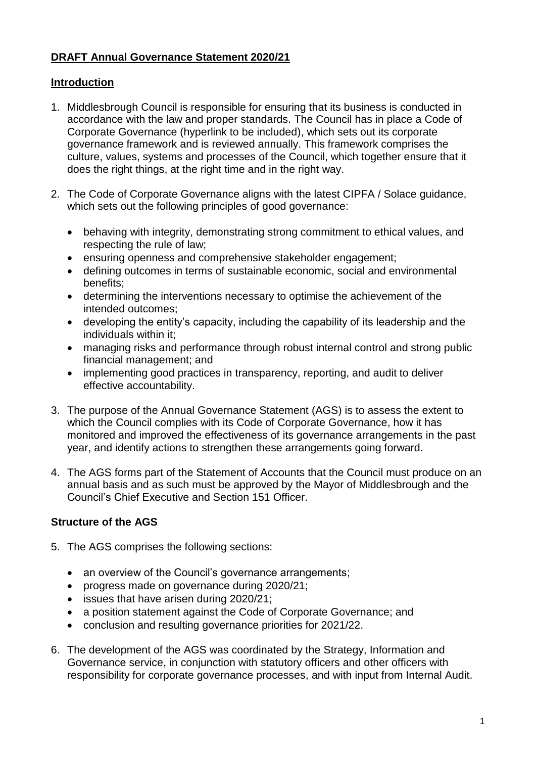**DRAFT Annual Governance Statement 2020/21**

**Introduction**

1. Middlesbrough Council is responsible for ensuring that its business is conducted in accordance with the law and proper standards. The Council has in place a Code of Corporate Governance (hyperlink to be included), which sets out its corporate governance framework and is reviewed annually. This framework comprises the culture, values, systems and processes of the Council, which together ensure that it does the right things, at the right time and in the right way.

2. The Code of Corporate Governance aligns with the latest CIPFA / Solace guidance, which sets out the following principles of good governance:

   - behaving with integrity, demonstrating strong commitment to ethical values, and respecting the rule of law;
   - ensuring openness and comprehensive stakeholder engagement;
   - defining outcomes in terms of sustainable economic, social and environmental benefits;
   - determining the interventions necessary to optimise the achievement of the intended outcomes;
   - developing the entity's capacity, including the capability of its leadership and the individuals within it;
   - managing risks and performance through robust internal control and strong public financial management; and
   - implementing good practices in transparency, reporting, and audit to deliver effective accountability.

3. The purpose of the Annual Governance Statement (AGS) is to assess the extent to which the Council complies with its Code of Corporate Governance, how it has monitored and improved the effectiveness of its governance arrangements in the past year, and identify actions to strengthen these arrangements going forward.

4. The AGS forms part of the Statement of Accounts that the Council must produce on an annual basis and as such must be approved by the Mayor of Middlesbrough and the Council's Chief Executive and Section 151 Officer.

**Structure of the AGS**

5. The AGS comprises the following sections:

   - an overview of the Council's governance arrangements;
   - progress made on governance during 2020/21;
   - issues that have arisen during 2020/21;
   - a position statement against the Code of Corporate Governance; and
   - conclusion and resulting governance priorities for 2021/22.

6. The development of the AGS was coordinated by the Strategy, Information and Governance service, in conjunction with statutory officers and other officers with responsibility for corporate governance processes, and with input from Internal Audit.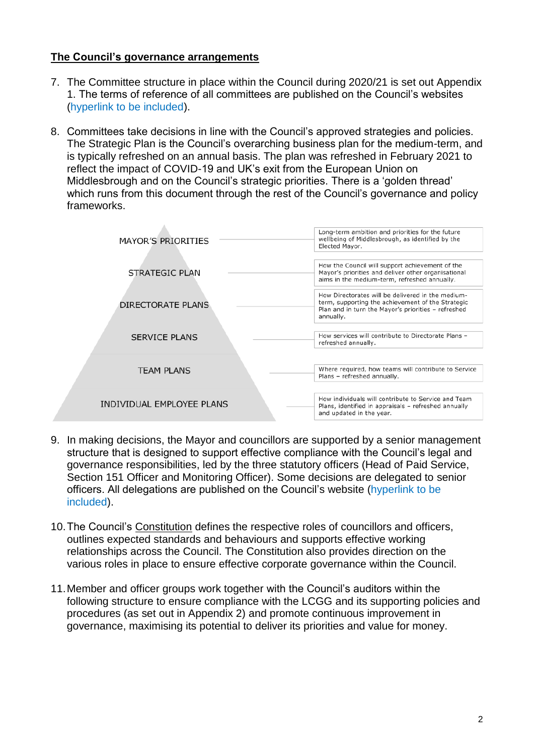## The Council's governance arrangements

7. The Committee structure in place within the Council during 2020/21 is set out Appendix 1. The terms of reference of all committees are published on the Council's websites (hyperlink to be included).

8. Committees take decisions in line with the Council's approved strategies and policies. The Strategic Plan is the Council's overarching business plan for the medium-term, and is typically refreshed on an annual basis. The plan was refreshed in February 2021 to reflect the impact of COVID-19 and UK's exit from the European Union on Middlesbrough and on the Council's strategic priorities. There is a 'golden thread' which runs from this document through the rest of the Council's governance and policy frameworks.

| Level | Description |
| --- | --- |
| MAYOR'S PRIORITIES | Long-term ambition and priorities for the future wellbeing of Middlesbrough, as identified by the Elected Mayor. |
| STRATEGIC PLAN | How the Council will support achievement of the Mayor's priorities and deliver other organisational aims in the medium-term, refreshed annually. |
| DIRECTORATE PLANS | How Directorates will be delivered in the medium-term, supporting the achievement of the Strategic Plan and in turn the Mayor's priorities – refreshed annually. |
| SERVICE PLANS | How services will contribute to Directorate Plans – refreshed annually. |
| TEAM PLANS | Where required, how teams will contribute to Service Plans – refreshed annually. |
| INDIVIDUAL EMPLOYEE PLANS | How individuals will contribute to Service and Team Plans, identified in appraisals – refreshed annually and updated in the year. |

9. In making decisions, the Mayor and councillors are supported by a senior management structure that is designed to support effective compliance with the Council's legal and governance responsibilities, led by the three statutory officers (Head of Paid Service, Section 151 Officer and Monitoring Officer). Some decisions are delegated to senior officers. All delegations are published on the Council's website (hyperlink to be included).

10. The Council's Constitution defines the respective roles of councillors and officers, outlines expected standards and behaviours and supports effective working relationships across the Council. The Constitution also provides direction on the various roles in place to ensure effective corporate governance within the Council.

11. Member and officer groups work together with the Council's auditors within the following structure to ensure compliance with the LCGG and its supporting policies and procedures (as set out in Appendix 2) and promote continuous improvement in governance, maximising its potential to deliver its priorities and value for money.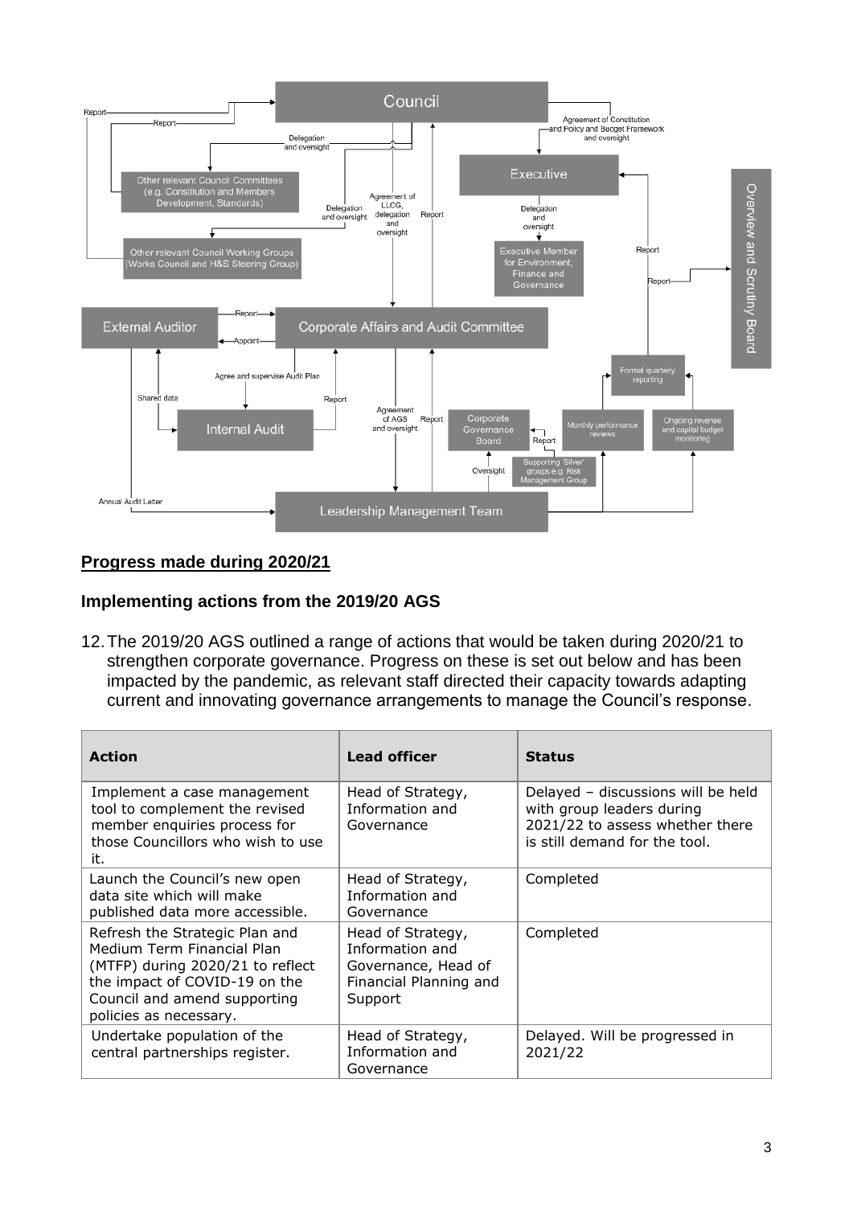Council

Report

Report

Delegation and oversight

Agreement of Constitution and Policy and Budget Framework and oversight

Other relevant Council Committees (e.g. Constitution and Members Development, Standards)

Executive

Delegation and oversight

Agreement of LLCG, delegation and oversight

Report

Delegation and oversight

Other relevant Council Working Groups (Works Council and H&S Steering Group)

Executive Member for Environment, Finance and Governance

Report

Report

Overview and Scrutiny Board

External Auditor

Report

Appoint

Corporate Affairs and Audit Committee

Agree and supervise Audit Plan

Shared data

Report

Formal quarterly reporting

Internal Audit

Agreement of AGS and oversight

Report

Corporate Governance Board

Report

Monthly performance reviews

Ongoing revenue and capital budget monitoring

Oversight

Supporting 'Silver' groups e.g. Risk Management Group

Annual Audit Letter

Leadership Management Team

## Progress made during 2020/21

### Implementing actions from the 2019/20 AGS

12. The 2019/20 AGS outlined a range of actions that would be taken during 2020/21 to strengthen corporate governance. Progress on these is set out below and has been impacted by the pandemic, as relevant staff directed their capacity towards adapting current and innovating governance arrangements to manage the Council's response.

| Action | Lead officer | Status |
| --- | --- | --- |
| Implement a case management tool to complement the revised member enquiries process for those Councillors who wish to use it. | Head of Strategy, Information and Governance | Delayed – discussions will be held with group leaders during 2021/22 to assess whether there is still demand for the tool. |
| Launch the Council's new open data site which will make published data more accessible. | Head of Strategy, Information and Governance | Completed |
| Refresh the Strategic Plan and Medium Term Financial Plan (MTFP) during 2020/21 to reflect the impact of COVID-19 on the Council and amend supporting policies as necessary. | Head of Strategy, Information and Governance, Head of Financial Planning and Support | Completed |
| Undertake population of the central partnerships register. | Head of Strategy, Information and Governance | Delayed. Will be progressed in 2021/22 |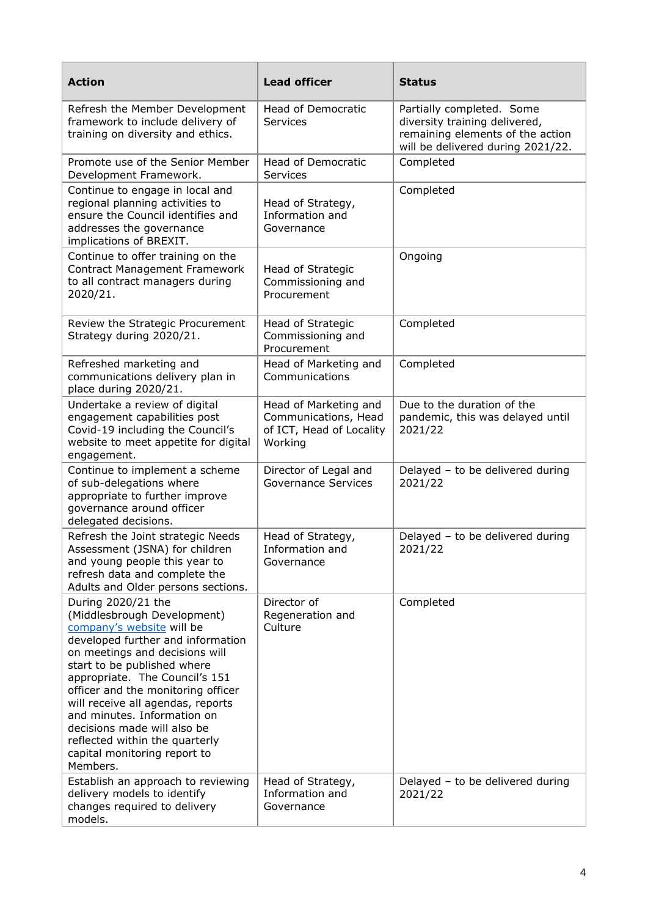| Action | Lead officer | Status |
|---|---|---|
| Refresh the Member Development framework to include delivery of training on diversity and ethics. | Head of Democratic Services | Partially completed. Some diversity training delivered, remaining elements of the action will be delivered during 2021/22. |
| Promote use of the Senior Member Development Framework. | Head of Democratic Services | Completed |
| Continue to engage in local and regional planning activities to ensure the Council identifies and addresses the governance implications of BREXIT. | Head of Strategy, Information and Governance | Completed |
| Continue to offer training on the Contract Management Framework to all contract managers during 2020/21. | Head of Strategic Commissioning and Procurement | Ongoing |
| Review the Strategic Procurement Strategy during 2020/21. | Head of Strategic Commissioning and Procurement | Completed |
| Refreshed marketing and communications delivery plan in place during 2020/21. | Head of Marketing and Communications | Completed |
| Undertake a review of digital engagement capabilities post Covid-19 including the Council's website to meet appetite for digital engagement. | Head of Marketing and Communications, Head of ICT, Head of Locality Working | Due to the duration of the pandemic, this was delayed until 2021/22 |
| Continue to implement a scheme of sub-delegations where appropriate to further improve governance around officer delegated decisions. | Director of Legal and Governance Services | Delayed – to be delivered during 2021/22 |
| Refresh the Joint strategic Needs Assessment (JSNA) for children and young people this year to refresh data and complete the Adults and Older persons sections. | Head of Strategy, Information and Governance | Delayed – to be delivered during 2021/22 |
| During 2020/21 the (Middlesbrough Development) company's website will be developed further and information on meetings and decisions will start to be published where appropriate. The Council's 151 officer and the monitoring officer will receive all agendas, reports and minutes. Information on decisions made will also be reflected within the quarterly capital monitoring report to Members. | Director of Regeneration and Culture | Completed |
| Establish an approach to reviewing delivery models to identify changes required to delivery models. | Head of Strategy, Information and Governance | Delayed – to be delivered during 2021/22 |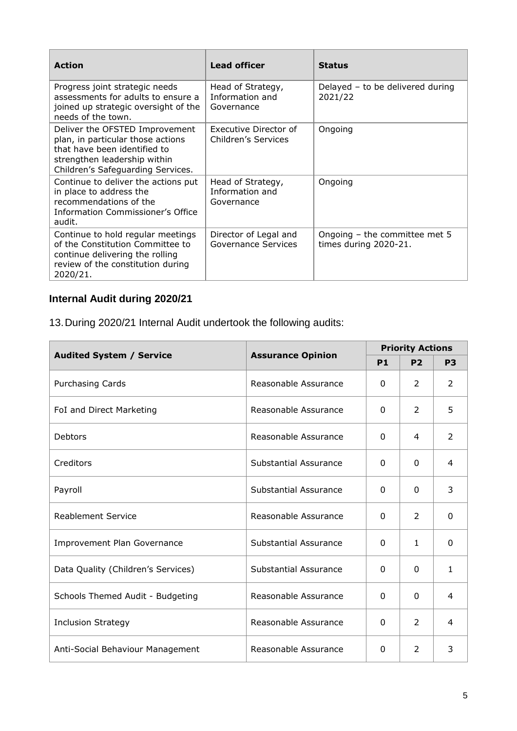| Action | Lead officer | Status |
|---|---|---|
| Progress joint strategic needs assessments for adults to ensure a joined up strategic oversight of the needs of the town. | Head of Strategy, Information and Governance | Delayed – to be delivered during 2021/22 |
| Deliver the OFSTED Improvement plan, in particular those actions that have been identified to strengthen leadership within Children's Safeguarding Services. | Executive Director of Children's Services | Ongoing |
| Continue to deliver the actions put in place to address the recommendations of the Information Commissioner's Office audit. | Head of Strategy, Information and Governance | Ongoing |
| Continue to hold regular meetings of the Constitution Committee to continue delivering the rolling review of the constitution during 2020/21. | Director of Legal and Governance Services | Ongoing – the committee met 5 times during 2020-21. |

## Internal Audit during 2020/21

13. During 2020/21 Internal Audit undertook the following audits:

| Audited System / Service | Assurance Opinion | Priority Actions | | |
|---|---|---|---|---|
| | | P1 | P2 | P3 |
| Purchasing Cards | Reasonable Assurance | 0 | 2 | 2 |
| FoI and Direct Marketing | Reasonable Assurance | 0 | 2 | 5 |
| Debtors | Reasonable Assurance | 0 | 4 | 2 |
| Creditors | Substantial Assurance | 0 | 0 | 4 |
| Payroll | Substantial Assurance | 0 | 0 | 3 |
| Reablement Service | Reasonable Assurance | 0 | 2 | 0 |
| Improvement Plan Governance | Substantial Assurance | 0 | 1 | 0 |
| Data Quality (Children's Services) | Substantial Assurance | 0 | 0 | 1 |
| Schools Themed Audit - Budgeting | Reasonable Assurance | 0 | 0 | 4 |
| Inclusion Strategy | Reasonable Assurance | 0 | 2 | 4 |
| Anti-Social Behaviour Management | Reasonable Assurance | 0 | 2 | 3 |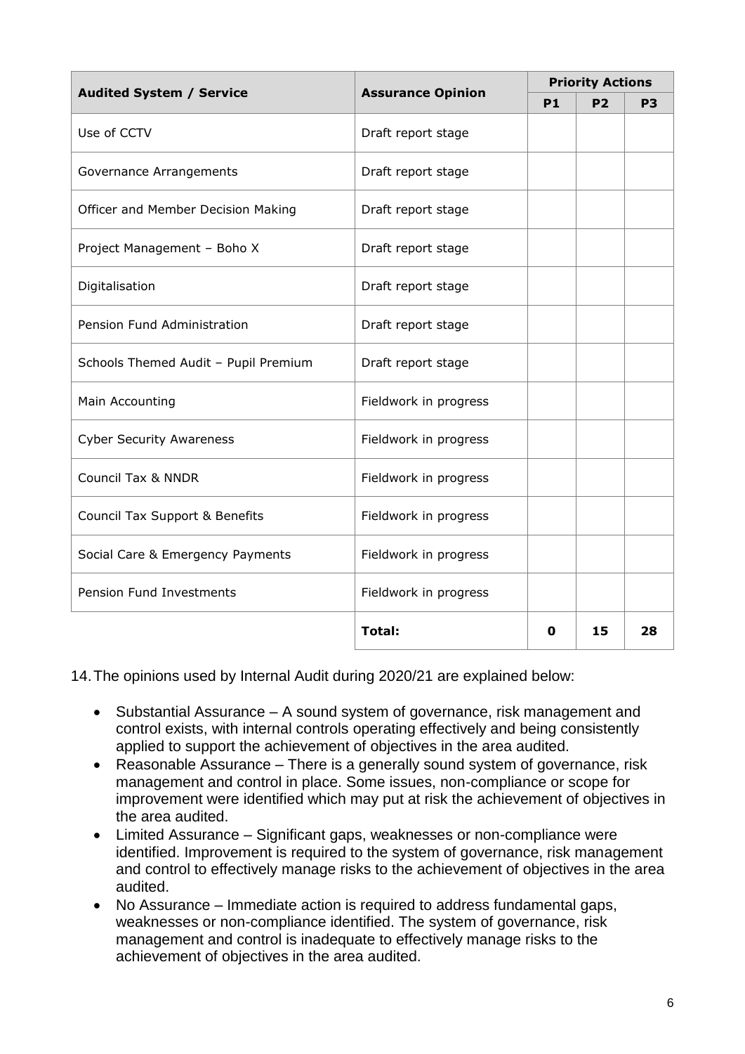| Audited System / Service | Assurance Opinion | Priority Actions | | |
|---|---|---|---|---|
| | | P1 | P2 | P3 |
| Use of CCTV | Draft report stage | | | |
| Governance Arrangements | Draft report stage | | | |
| Officer and Member Decision Making | Draft report stage | | | |
| Project Management – Boho X | Draft report stage | | | |
| Digitalisation | Draft report stage | | | |
| Pension Fund Administration | Draft report stage | | | |
| Schools Themed Audit – Pupil Premium | Draft report stage | | | |
| Main Accounting | Fieldwork in progress | | | |
| Cyber Security Awareness | Fieldwork in progress | | | |
| Council Tax & NNDR | Fieldwork in progress | | | |
| Council Tax Support & Benefits | Fieldwork in progress | | | |
| Social Care & Emergency Payments | Fieldwork in progress | | | |
| Pension Fund Investments | Fieldwork in progress | | | |
| | **Total:** | **0** | **15** | **28** |

14. The opinions used by Internal Audit during 2020/21 are explained below:

- Substantial Assurance – A sound system of governance, risk management and control exists, with internal controls operating effectively and being consistently applied to support the achievement of objectives in the area audited.
- Reasonable Assurance – There is a generally sound system of governance, risk management and control in place. Some issues, non-compliance or scope for improvement were identified which may put at risk the achievement of objectives in the area audited.
- Limited Assurance – Significant gaps, weaknesses or non-compliance were identified. Improvement is required to the system of governance, risk management and control to effectively manage risks to the achievement of objectives in the area audited.
- No Assurance – Immediate action is required to address fundamental gaps, weaknesses or non-compliance identified. The system of governance, risk management and control is inadequate to effectively manage risks to the achievement of objectives in the area audited.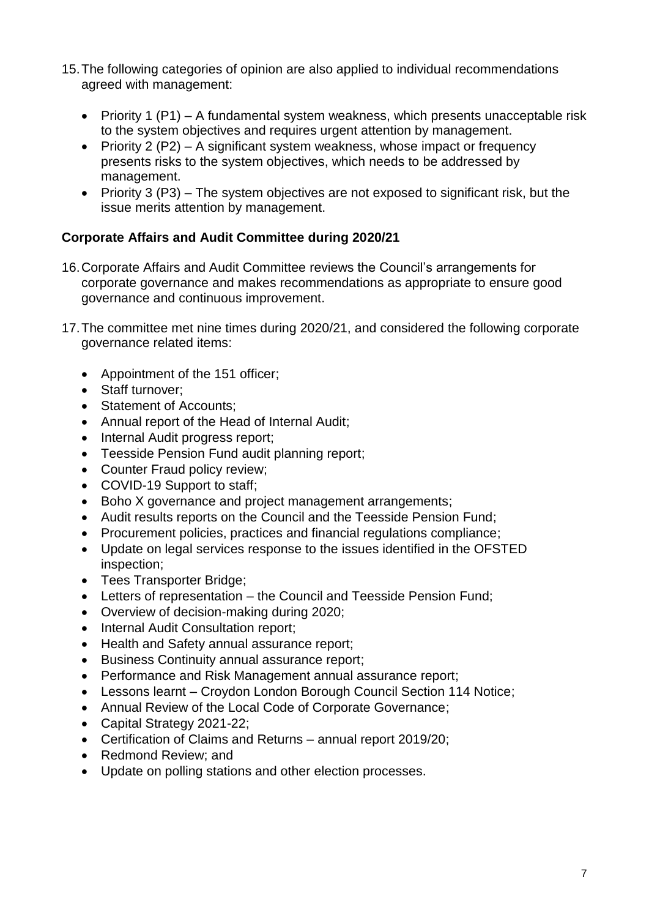15. The following categories of opinion are also applied to individual recommendations agreed with management:

    - Priority 1 (P1) – A fundamental system weakness, which presents unacceptable risk to the system objectives and requires urgent attention by management.
    - Priority 2 (P2) – A significant system weakness, whose impact or frequency presents risks to the system objectives, which needs to be addressed by management.
    - Priority 3 (P3) – The system objectives are not exposed to significant risk, but the issue merits attention by management.

**Corporate Affairs and Audit Committee during 2020/21**

16. Corporate Affairs and Audit Committee reviews the Council's arrangements for corporate governance and makes recommendations as appropriate to ensure good governance and continuous improvement.

17. The committee met nine times during 2020/21, and considered the following corporate governance related items:

    - Appointment of the 151 officer;
    - Staff turnover;
    - Statement of Accounts;
    - Annual report of the Head of Internal Audit;
    - Internal Audit progress report;
    - Teesside Pension Fund audit planning report;
    - Counter Fraud policy review;
    - COVID-19 Support to staff;
    - Boho X governance and project management arrangements;
    - Audit results reports on the Council and the Teesside Pension Fund;
    - Procurement policies, practices and financial regulations compliance;
    - Update on legal services response to the issues identified in the OFSTED inspection;
    - Tees Transporter Bridge;
    - Letters of representation – the Council and Teesside Pension Fund;
    - Overview of decision-making during 2020;
    - Internal Audit Consultation report;
    - Health and Safety annual assurance report;
    - Business Continuity annual assurance report;
    - Performance and Risk Management annual assurance report;
    - Lessons learnt – Croydon London Borough Council Section 114 Notice;
    - Annual Review of the Local Code of Corporate Governance;
    - Capital Strategy 2021-22;
    - Certification of Claims and Returns – annual report 2019/20;
    - Redmond Review; and
    - Update on polling stations and other election processes.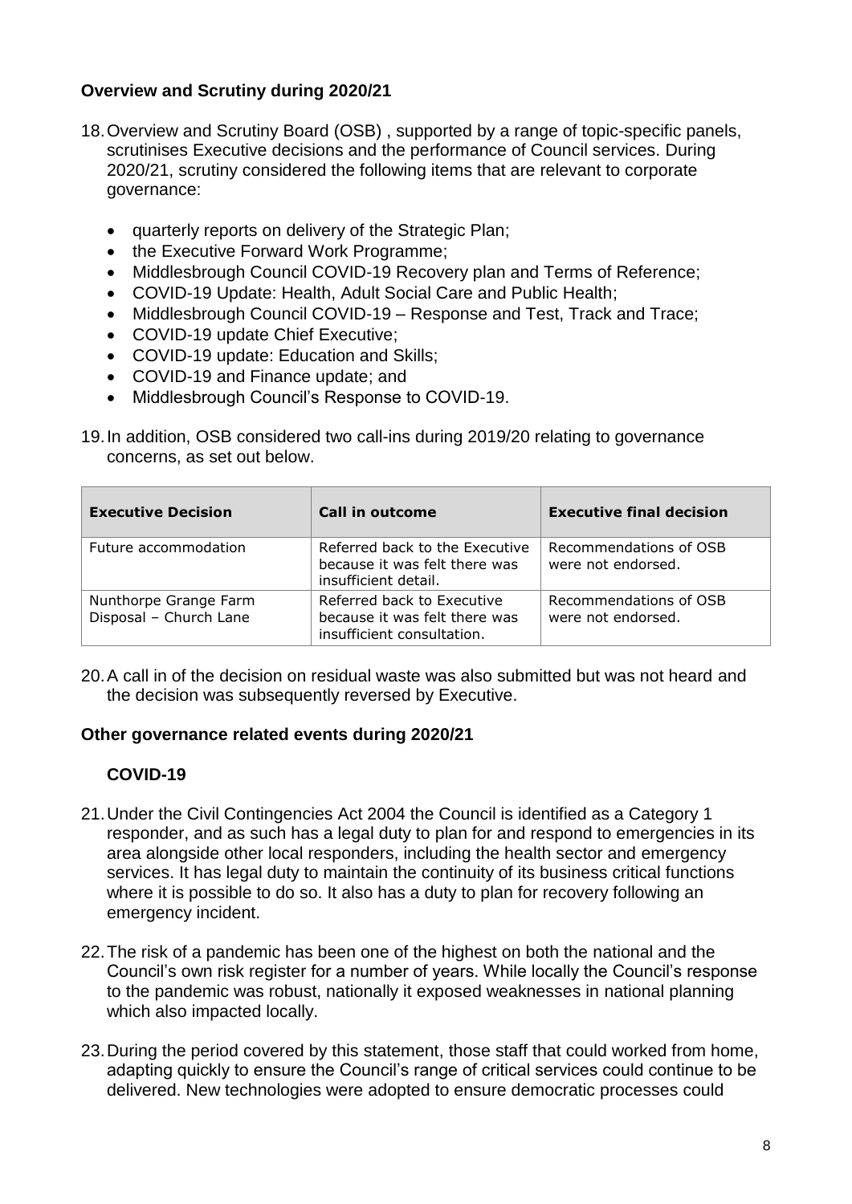### Overview and Scrutiny during 2020/21

18. Overview and Scrutiny Board (OSB) , supported by a range of topic-specific panels, scrutinises Executive decisions and the performance of Council services. During 2020/21, scrutiny considered the following items that are relevant to corporate governance:

    - quarterly reports on delivery of the Strategic Plan;
    - the Executive Forward Work Programme;
    - Middlesbrough Council COVID-19 Recovery plan and Terms of Reference;
    - COVID-19 Update: Health, Adult Social Care and Public Health;
    - Middlesbrough Council COVID-19 – Response and Test, Track and Trace;
    - COVID-19 update Chief Executive;
    - COVID-19 update: Education and Skills;
    - COVID-19 and Finance update; and
    - Middlesbrough Council's Response to COVID-19.

19. In addition, OSB considered two call-ins during 2019/20 relating to governance concerns, as set out below.

| Executive Decision | Call in outcome | Executive final decision |
|---|---|---|
| Future accommodation | Referred back to the Executive because it was felt there was insufficient detail. | Recommendations of OSB were not endorsed. |
| Nunthorpe Grange Farm Disposal – Church Lane | Referred back to Executive because it was felt there was insufficient consultation. | Recommendations of OSB were not endorsed. |

20. A call in of the decision on residual waste was also submitted but was not heard and the decision was subsequently reversed by Executive.

### Other governance related events during 2020/21

#### COVID-19

21. Under the Civil Contingencies Act 2004 the Council is identified as a Category 1 responder, and as such has a legal duty to plan for and respond to emergencies in its area alongside other local responders, including the health sector and emergency services. It has legal duty to maintain the continuity of its business critical functions where it is possible to do so. It also has a duty to plan for recovery following an emergency incident.

22. The risk of a pandemic has been one of the highest on both the national and the Council's own risk register for a number of years. While locally the Council's response to the pandemic was robust, nationally it exposed weaknesses in national planning which also impacted locally.

23. During the period covered by this statement, those staff that could worked from home, adapting quickly to ensure the Council's range of critical services could continue to be delivered. New technologies were adopted to ensure democratic processes could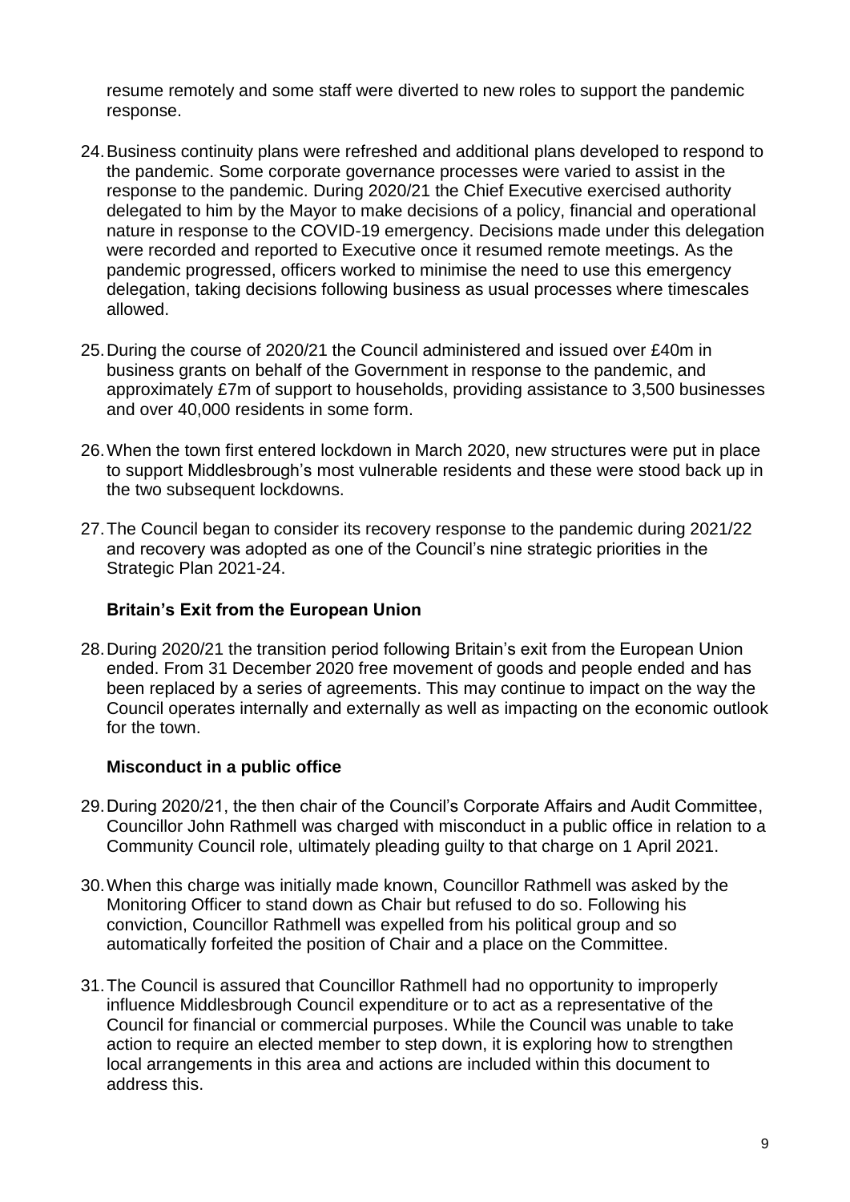resume remotely and some staff were diverted to new roles to support the pandemic response.

24. Business continuity plans were refreshed and additional plans developed to respond to the pandemic. Some corporate governance processes were varied to assist in the response to the pandemic. During 2020/21 the Chief Executive exercised authority delegated to him by the Mayor to make decisions of a policy, financial and operational nature in response to the COVID-19 emergency. Decisions made under this delegation were recorded and reported to Executive once it resumed remote meetings. As the pandemic progressed, officers worked to minimise the need to use this emergency delegation, taking decisions following business as usual processes where timescales allowed.

25. During the course of 2020/21 the Council administered and issued over £40m in business grants on behalf of the Government in response to the pandemic, and approximately £7m of support to households, providing assistance to 3,500 businesses and over 40,000 residents in some form.

26. When the town first entered lockdown in March 2020, new structures were put in place to support Middlesbrough's most vulnerable residents and these were stood back up in the two subsequent lockdowns.

27. The Council began to consider its recovery response to the pandemic during 2021/22 and recovery was adopted as one of the Council's nine strategic priorities in the Strategic Plan 2021-24.

### Britain's Exit from the European Union

28. During 2020/21 the transition period following Britain's exit from the European Union ended. From 31 December 2020 free movement of goods and people ended and has been replaced by a series of agreements. This may continue to impact on the way the Council operates internally and externally as well as impacting on the economic outlook for the town.

### Misconduct in a public office

29. During 2020/21, the then chair of the Council's Corporate Affairs and Audit Committee, Councillor John Rathmell was charged with misconduct in a public office in relation to a Community Council role, ultimately pleading guilty to that charge on 1 April 2021.

30. When this charge was initially made known, Councillor Rathmell was asked by the Monitoring Officer to stand down as Chair but refused to do so. Following his conviction, Councillor Rathmell was expelled from his political group and so automatically forfeited the position of Chair and a place on the Committee.

31. The Council is assured that Councillor Rathmell had no opportunity to improperly influence Middlesbrough Council expenditure or to act as a representative of the Council for financial or commercial purposes. While the Council was unable to take action to require an elected member to step down, it is exploring how to strengthen local arrangements in this area and actions are included within this document to address this.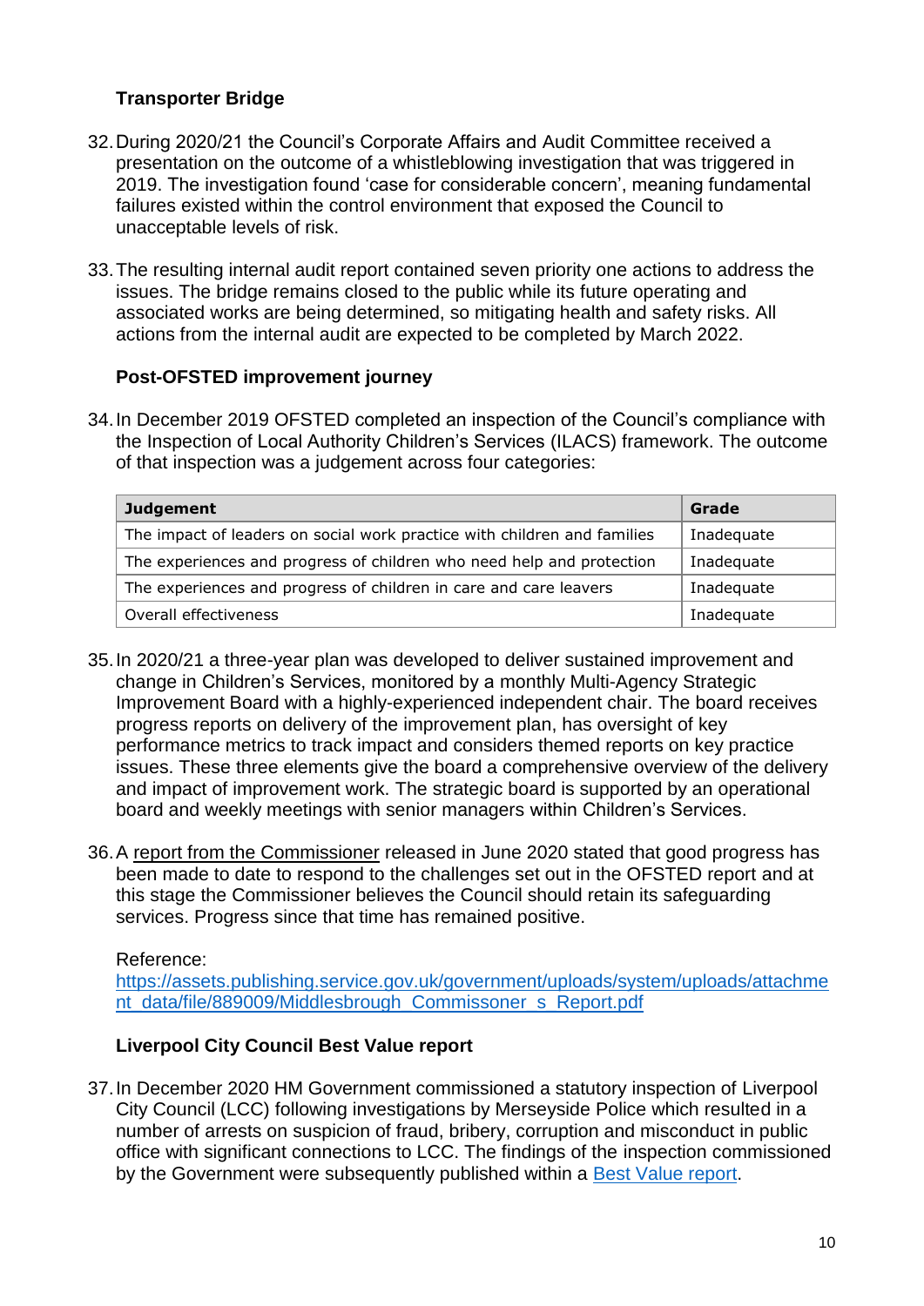### Transporter Bridge

32. During 2020/21 the Council's Corporate Affairs and Audit Committee received a presentation on the outcome of a whistleblowing investigation that was triggered in 2019. The investigation found 'case for considerable concern', meaning fundamental failures existed within the control environment that exposed the Council to unacceptable levels of risk.

33. The resulting internal audit report contained seven priority one actions to address the issues. The bridge remains closed to the public while its future operating and associated works are being determined, so mitigating health and safety risks. All actions from the internal audit are expected to be completed by March 2022.

### Post-OFSTED improvement journey

34. In December 2019 OFSTED completed an inspection of the Council's compliance with the Inspection of Local Authority Children's Services (ILACS) framework. The outcome of that inspection was a judgement across four categories:

| Judgement | Grade |
| --- | --- |
| The impact of leaders on social work practice with children and families | Inadequate |
| The experiences and progress of children who need help and protection | Inadequate |
| The experiences and progress of children in care and care leavers | Inadequate |
| Overall effectiveness | Inadequate |

35. In 2020/21 a three-year plan was developed to deliver sustained improvement and change in Children's Services, monitored by a monthly Multi-Agency Strategic Improvement Board with a highly-experienced independent chair. The board receives progress reports on delivery of the improvement plan, has oversight of key performance metrics to track impact and considers themed reports on key practice issues. These three elements give the board a comprehensive overview of the delivery and impact of improvement work. The strategic board is supported by an operational board and weekly meetings with senior managers within Children's Services.

36. A report from the Commissioner released in June 2020 stated that good progress has been made to date to respond to the challenges set out in the OFSTED report and at this stage the Commissioner believes the Council should retain its safeguarding services. Progress since that time has remained positive.

    Reference:
    https://assets.publishing.service.gov.uk/government/uploads/system/uploads/attachment_data/file/889009/Middlesbrough_Commissoner_s_Report.pdf

### Liverpool City Council Best Value report

37. In December 2020 HM Government commissioned a statutory inspection of Liverpool City Council (LCC) following investigations by Merseyside Police which resulted in a number of arrests on suspicion of fraud, bribery, corruption and misconduct in public office with significant connections to LCC. The findings of the inspection commissioned by the Government were subsequently published within a Best Value report.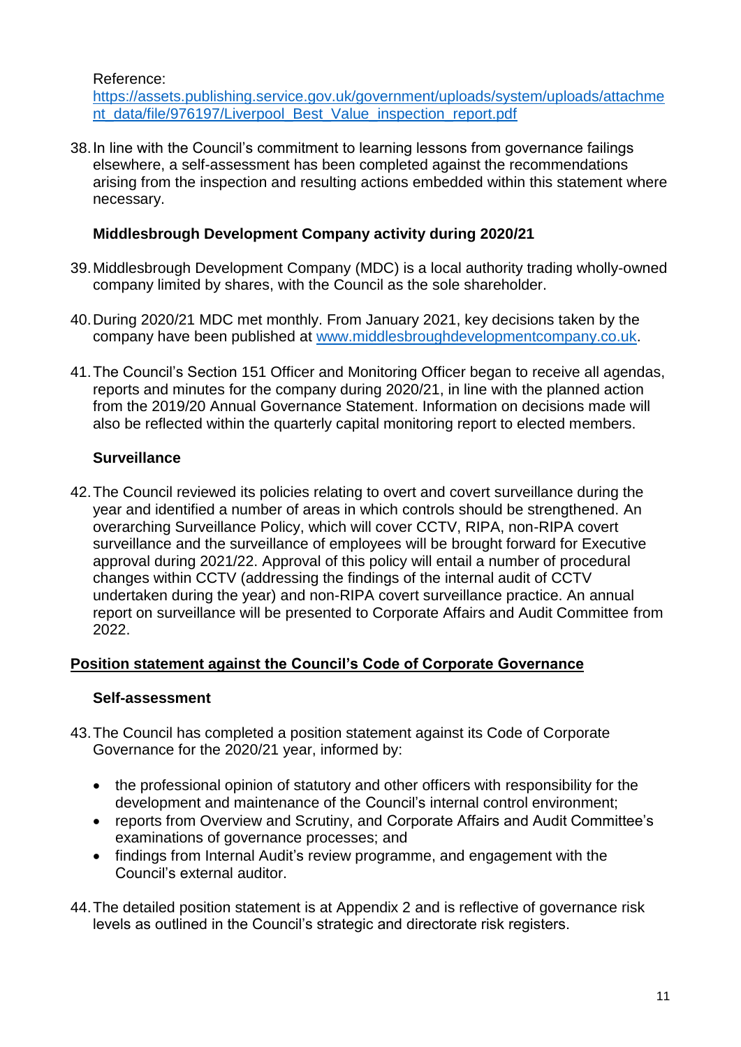Reference:
https://assets.publishing.service.gov.uk/government/uploads/system/uploads/attachment_data/file/976197/Liverpool_Best_Value_inspection_report.pdf

38. In line with the Council's commitment to learning lessons from governance failings elsewhere, a self-assessment has been completed against the recommendations arising from the inspection and resulting actions embedded within this statement where necessary.

**Middlesbrough Development Company activity during 2020/21**

39. Middlesbrough Development Company (MDC) is a local authority trading wholly-owned company limited by shares, with the Council as the sole shareholder.

40. During 2020/21 MDC met monthly. From January 2021, key decisions taken by the company have been published at www.middlesbroughdevelopmentcompany.co.uk.

41. The Council's Section 151 Officer and Monitoring Officer began to receive all agendas, reports and minutes for the company during 2020/21, in line with the planned action from the 2019/20 Annual Governance Statement. Information on decisions made will also be reflected within the quarterly capital monitoring report to elected members.

**Surveillance**

42. The Council reviewed its policies relating to overt and covert surveillance during the year and identified a number of areas in which controls should be strengthened. An overarching Surveillance Policy, which will cover CCTV, RIPA, non-RIPA covert surveillance and the surveillance of employees will be brought forward for Executive approval during 2021/22. Approval of this policy will entail a number of procedural changes within CCTV (addressing the findings of the internal audit of CCTV undertaken during the year) and non-RIPA covert surveillance practice. An annual report on surveillance will be presented to Corporate Affairs and Audit Committee from 2022.

## Position statement against the Council's Code of Corporate Governance

**Self-assessment**

43. The Council has completed a position statement against its Code of Corporate Governance for the 2020/21 year, informed by:

- the professional opinion of statutory and other officers with responsibility for the development and maintenance of the Council's internal control environment;
- reports from Overview and Scrutiny, and Corporate Affairs and Audit Committee's examinations of governance processes; and
- findings from Internal Audit's review programme, and engagement with the Council's external auditor.

44. The detailed position statement is at Appendix 2 and is reflective of governance risk levels as outlined in the Council's strategic and directorate risk registers.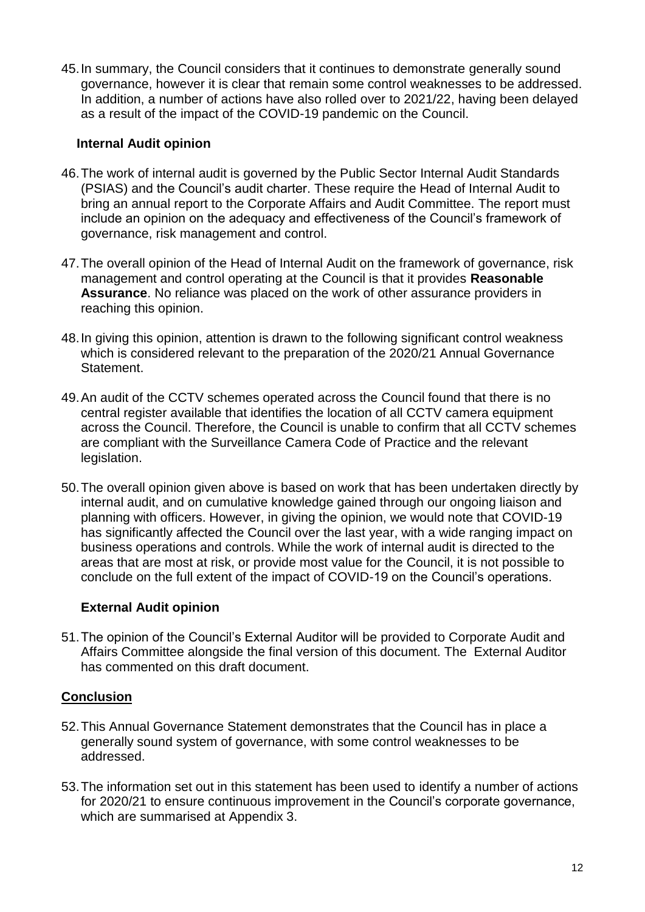45. In summary, the Council considers that it continues to demonstrate generally sound governance, however it is clear that remain some control weaknesses to be addressed. In addition, a number of actions have also rolled over to 2021/22, having been delayed as a result of the impact of the COVID-19 pandemic on the Council.

### Internal Audit opinion

46. The work of internal audit is governed by the Public Sector Internal Audit Standards (PSIAS) and the Council's audit charter. These require the Head of Internal Audit to bring an annual report to the Corporate Affairs and Audit Committee. The report must include an opinion on the adequacy and effectiveness of the Council's framework of governance, risk management and control.

47. The overall opinion of the Head of Internal Audit on the framework of governance, risk management and control operating at the Council is that it provides **Reasonable Assurance**. No reliance was placed on the work of other assurance providers in reaching this opinion.

48. In giving this opinion, attention is drawn to the following significant control weakness which is considered relevant to the preparation of the 2020/21 Annual Governance Statement.

49. An audit of the CCTV schemes operated across the Council found that there is no central register available that identifies the location of all CCTV camera equipment across the Council. Therefore, the Council is unable to confirm that all CCTV schemes are compliant with the Surveillance Camera Code of Practice and the relevant legislation.

50. The overall opinion given above is based on work that has been undertaken directly by internal audit, and on cumulative knowledge gained through our ongoing liaison and planning with officers. However, in giving the opinion, we would note that COVID-19 has significantly affected the Council over the last year, with a wide ranging impact on business operations and controls. While the work of internal audit is directed to the areas that are most at risk, or provide most value for the Council, it is not possible to conclude on the full extent of the impact of COVID-19 on the Council's operations.

### External Audit opinion

51. The opinion of the Council's External Auditor will be provided to Corporate Audit and Affairs Committee alongside the final version of this document. The External Auditor has commented on this draft document.

## Conclusion

52. This Annual Governance Statement demonstrates that the Council has in place a generally sound system of governance, with some control weaknesses to be addressed.

53. The information set out in this statement has been used to identify a number of actions for 2020/21 to ensure continuous improvement in the Council's corporate governance, which are summarised at Appendix 3.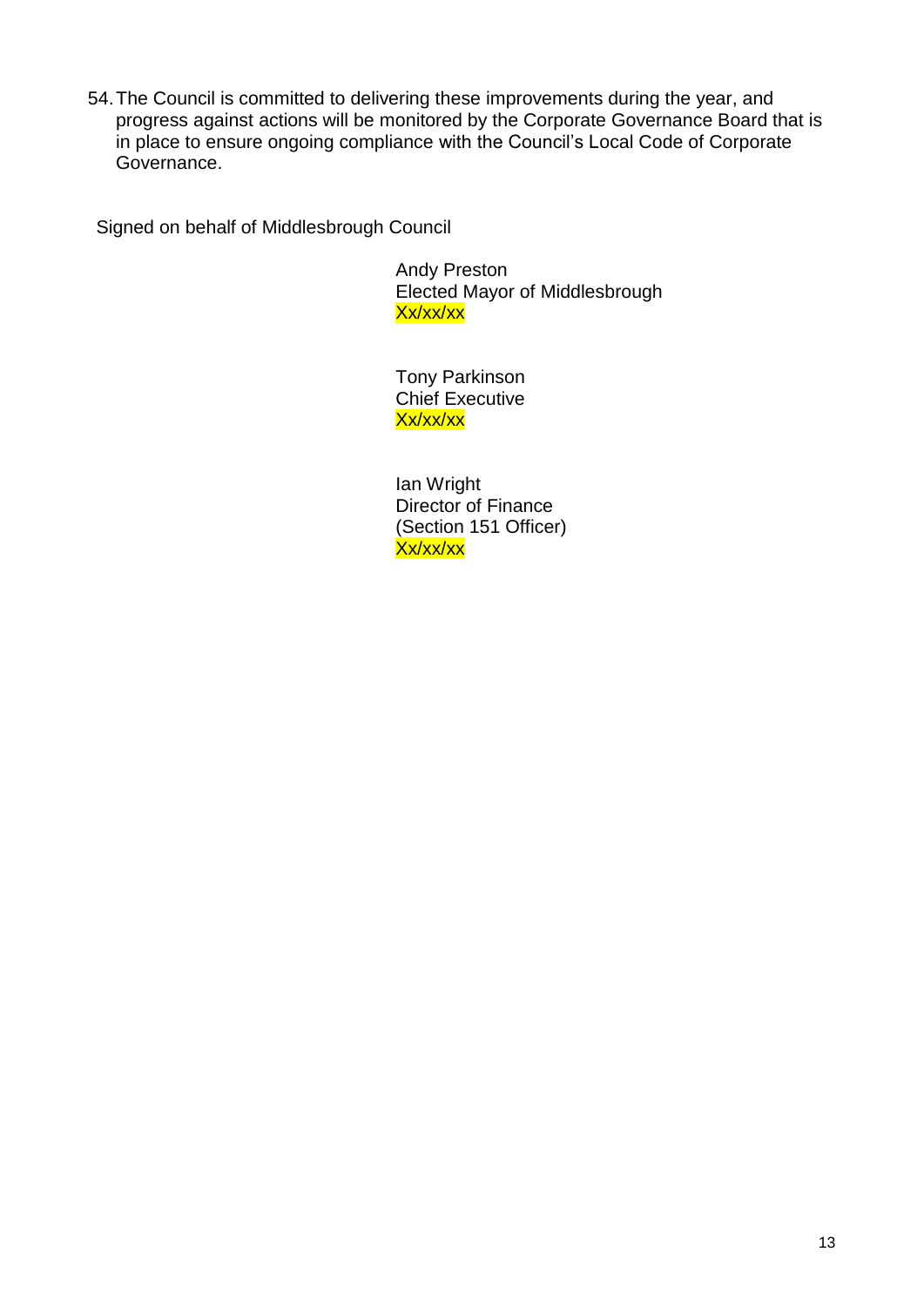54. The Council is committed to delivering these improvements during the year, and progress against actions will be monitored by the Corporate Governance Board that is in place to ensure ongoing compliance with the Council's Local Code of Corporate Governance.

Signed on behalf of Middlesbrough Council

Andy Preston
Elected Mayor of Middlesbrough
Xx/xx/xx

Tony Parkinson
Chief Executive
Xx/xx/xx

Ian Wright
Director of Finance
(Section 151 Officer)
Xx/xx/xx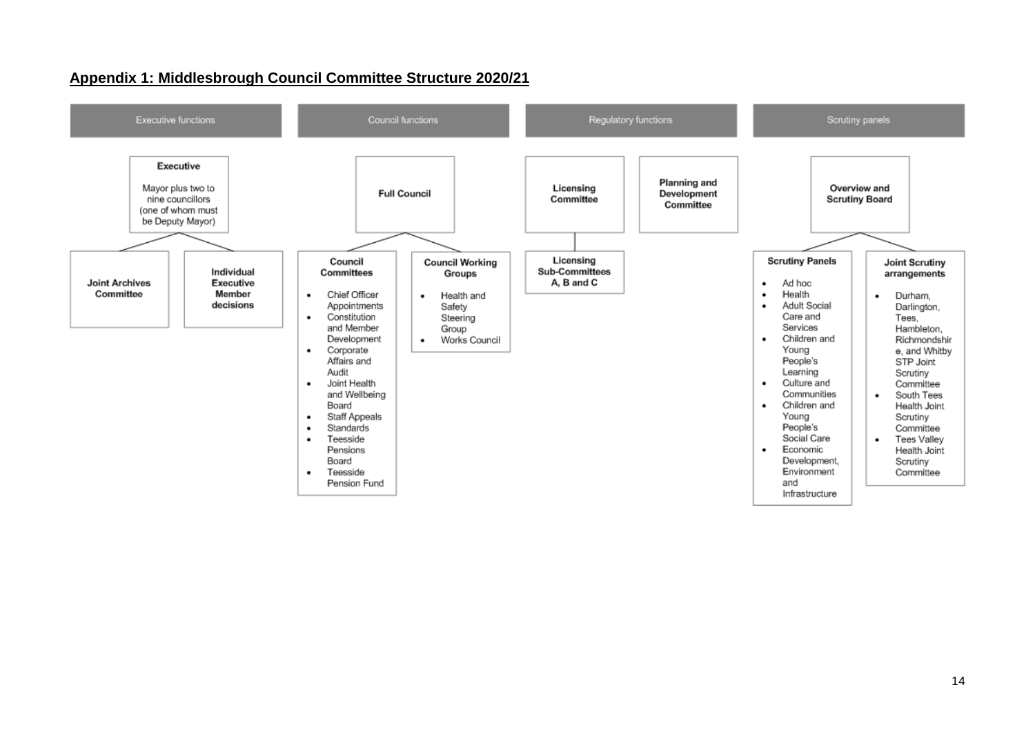## Appendix 1: Middlesbrough Council Committee Structure 2020/21

### Executive functions

**Executive**

Mayor plus two to nine councillors (one of whom must be Deputy Mayor)

- **Joint Archives Committee**
- **Individual Executive Member decisions**

### Council functions

**Full Council**

- **Council Committees**
  - Chief Officer Appointments
  - Constitution and Member Development
  - Corporate Affairs and Audit
  - Joint Health and Wellbeing Board
  - Staff Appeals
  - Standards
  - Teesside Pensions Board
  - Teesside Pension Fund
- **Council Working Groups**
  - Health and Safety Steering Group
  - Works Council

### Regulatory functions

**Licensing Committee**

- **Licensing Sub-Committees A, B and C**

**Planning and Development Committee**

### Scrutiny panels

**Overview and Scrutiny Board**

- **Scrutiny Panels**
  - Ad hoc
  - Health
  - Adult Social Care and Services
  - Children and Young People's Learning
  - Culture and Communities
  - Children and Young People's Social Care
  - Economic Development, Environment and Infrastructure
- **Joint Scrutiny arrangements**
  - Durham, Darlington, Tees, Hambleton, Richmondshire, and Whitby STP Joint Scrutiny Committee
  - South Tees Health Joint Scrutiny Committee
  - Tees Valley Health Joint Scrutiny Committee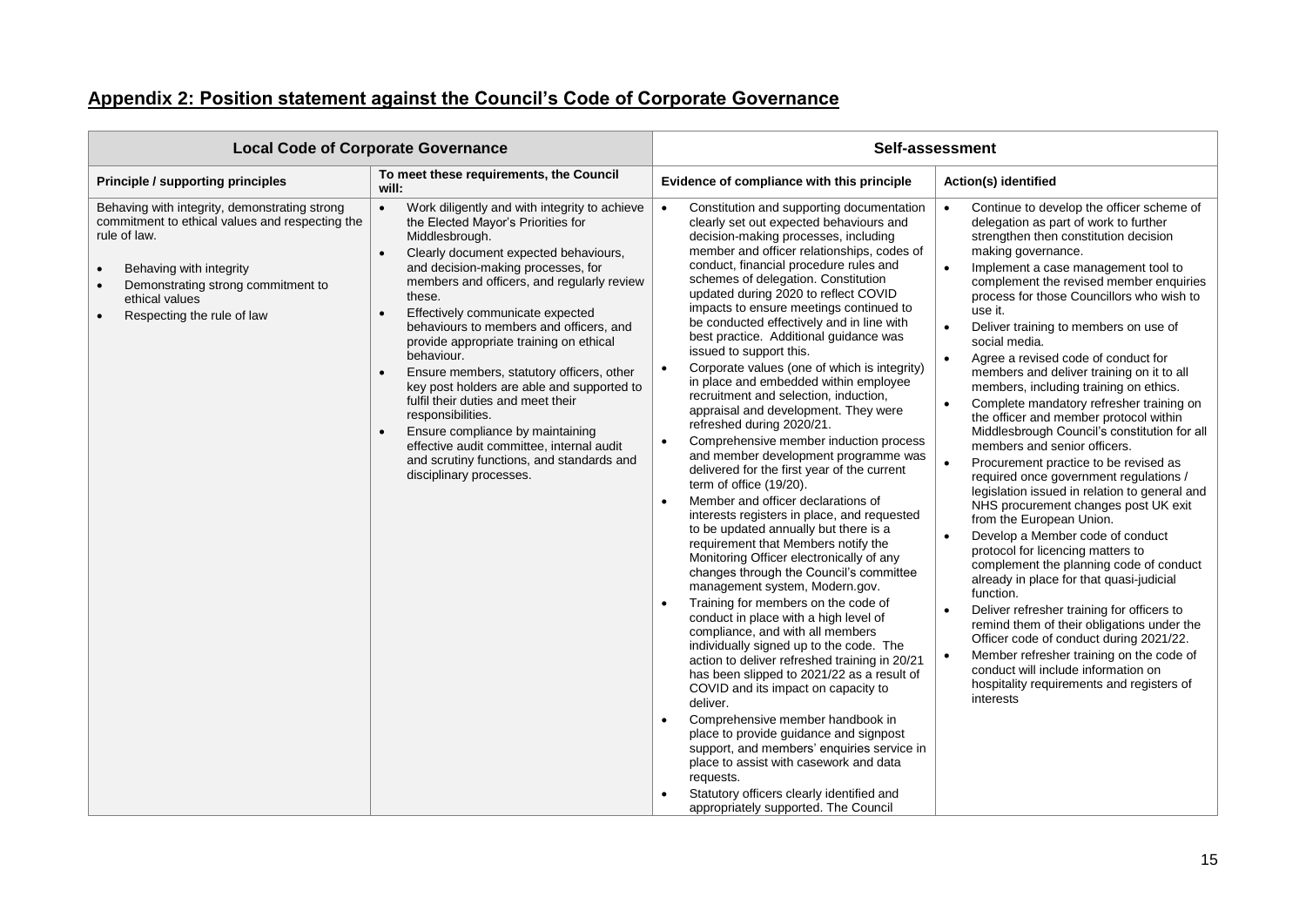## Appendix 2: Position statement against the Council's Code of Corporate Governance

| Local Code of Corporate Governance | | Self-assessment | |
|---|---|---|---|
| **Principle / supporting principles** | **To meet these requirements, the Council will:** | **Evidence of compliance with this principle** | **Action(s) identified** |
| Behaving with integrity, demonstrating strong commitment to ethical values and respecting the rule of law.<br><br>• Behaving with integrity<br>• Demonstrating strong commitment to ethical values<br>• Respecting the rule of law | • Work diligently and with integrity to achieve the Elected Mayor's Priorities for Middlesbrough.<br>• Clearly document expected behaviours, and decision-making processes, for members and officers, and regularly review these.<br>• Effectively communicate expected behaviours to members and officers, and provide appropriate training on ethical behaviour.<br>• Ensure members, statutory officers, other key post holders are able and supported to fulfil their duties and meet their responsibilities.<br>• Ensure compliance by maintaining effective audit committee, internal audit and scrutiny functions, and standards and disciplinary processes. | • Constitution and supporting documentation clearly set out expected behaviours and decision-making processes, including member and officer relationships, codes of conduct, financial procedure rules and schemes of delegation. Constitution updated during 2020 to reflect COVID impacts to ensure meetings continued to be conducted effectively and in line with best practice. Additional guidance was issued to support this.<br>• Corporate values (one of which is integrity) in place and embedded within employee recruitment and selection, induction, appraisal and development. They were refreshed during 2020/21.<br>• Comprehensive member induction process and member development programme was delivered for the first year of the current term of office (19/20).<br>• Member and officer declarations of interests registers in place, and requested to be updated annually but there is a requirement that Members notify the Monitoring Officer electronically of any changes through the Council's committee management system, Modern.gov.<br>• Training for members on the code of conduct in place with a high level of compliance, and with all members individually signed up to the code. The action to deliver refreshed training in 20/21 has been slipped to 2021/22 as a result of COVID and its impact on capacity to deliver.<br>• Comprehensive member handbook in place to provide guidance and signpost support, and members' enquiries service in place to assist with casework and data requests.<br>• Statutory officers clearly identified and appropriately supported. The Council | • Continue to develop the officer scheme of delegation as part of work to further strengthen then constitution decision making governance.<br>• Implement a case management tool to complement the revised member enquiries process for those Councillors who wish to use it.<br>• Deliver training to members on use of social media.<br>• Agree a revised code of conduct for members and deliver training on it to all members, including training on ethics.<br>• Complete mandatory refresher training on the officer and member protocol within Middlesbrough Council's constitution for all members and senior officers.<br>• Procurement practice to be revised as required once government regulations / legislation issued in relation to general and NHS procurement changes post UK exit from the European Union.<br>• Develop a Member code of conduct protocol for licencing matters to complement the planning code of conduct already in place for that quasi-judicial function.<br>• Deliver refresher training for officers to remind them of their obligations under the Officer code of conduct during 2021/22.<br>• Member refresher training on the code of conduct will include information on hospitality requirements and registers of interests |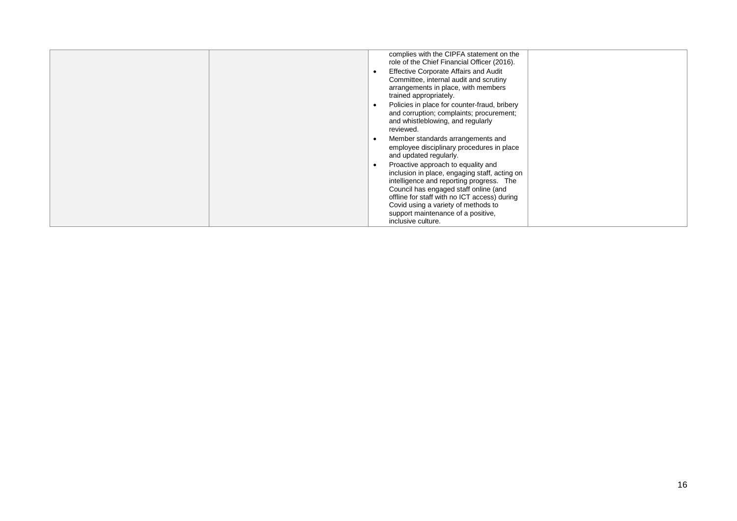| | | | |
|---|---|---|---|
| | | complies with the CIPFA statement on the role of the Chief Financial Officer (2016).<br>• Effective Corporate Affairs and Audit Committee, internal audit and scrutiny arrangements in place, with members trained appropriately.<br>• Policies in place for counter-fraud, bribery and corruption; complaints; procurement; and whistleblowing, and regularly reviewed.<br>• Member standards arrangements and employee disciplinary procedures in place and updated regularly.<br>• Proactive approach to equality and inclusion in place, engaging staff, acting on intelligence and reporting progress. The Council has engaged staff online (and offline for staff with no ICT access) during Covid using a variety of methods to support maintenance of a positive, inclusive culture. | |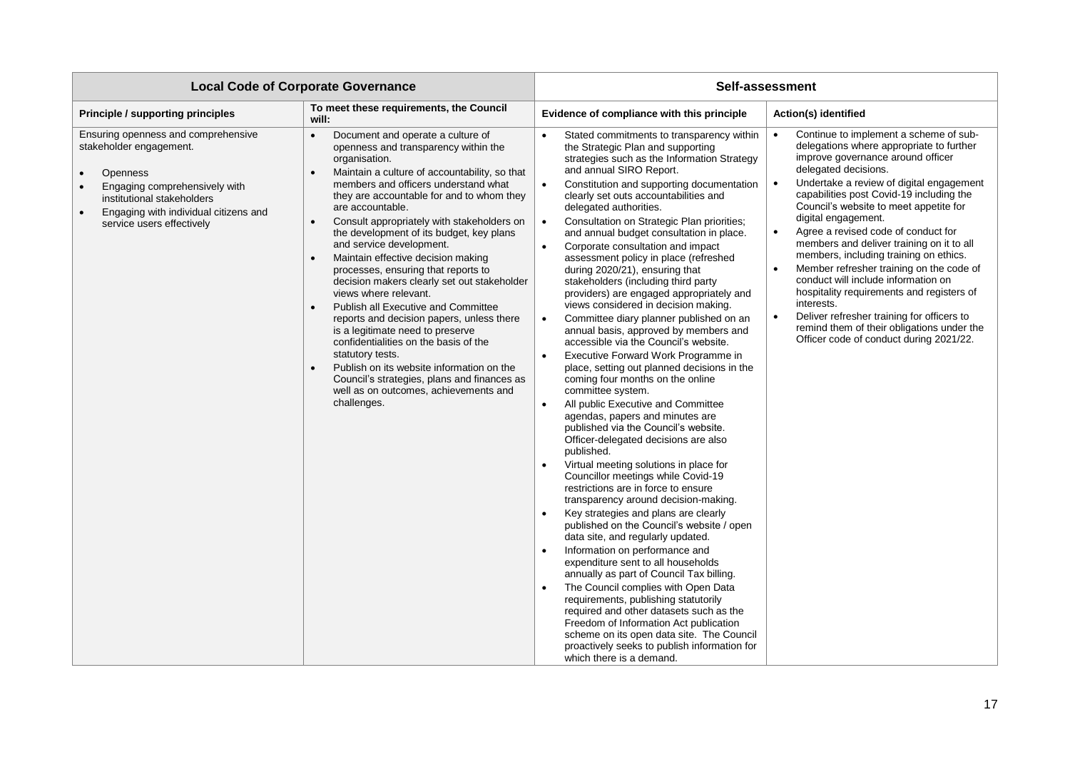| Local Code of Corporate Governance | | Self-assessment | |
|---|---|---|---|
| **Principle / supporting principles** | **To meet these requirements, the Council will:** | **Evidence of compliance with this principle** | **Action(s) identified** |
| Ensuring openness and comprehensive stakeholder engagement.<br><br>• Openness<br>• Engaging comprehensively with institutional stakeholders<br>• Engaging with individual citizens and service users effectively | • Document and operate a culture of openness and transparency within the organisation.<br>• Maintain a culture of accountability, so that members and officers understand what they are accountable for and to whom they are accountable.<br>• Consult appropriately with stakeholders on the development of its budget, key plans and service development.<br>• Maintain effective decision making processes, ensuring that reports to decision makers clearly set out stakeholder views where relevant.<br>• Publish all Executive and Committee reports and decision papers, unless there is a legitimate need to preserve confidentialities on the basis of the statutory tests.<br>• Publish on its website information on the Council's strategies, plans and finances as well as on outcomes, achievements and challenges. | • Stated commitments to transparency within the Strategic Plan and supporting strategies such as the Information Strategy and annual SIRO Report.<br>• Constitution and supporting documentation clearly set outs accountabilities and delegated authorities.<br>• Consultation on Strategic Plan priorities; and annual budget consultation in place.<br>• Corporate consultation and impact assessment policy in place (refreshed during 2020/21), ensuring that stakeholders (including third party providers) are engaged appropriately and views considered in decision making.<br>• Committee diary planner published on an annual basis, approved by members and accessible via the Council's website.<br>• Executive Forward Work Programme in place, setting out planned decisions in the coming four months on the online committee system.<br>• All public Executive and Committee agendas, papers and minutes are published via the Council's website. Officer-delegated decisions are also published.<br>• Virtual meeting solutions in place for Councillor meetings while Covid-19 restrictions are in force to ensure transparency around decision-making.<br>• Key strategies and plans are clearly published on the Council's website / open data site, and regularly updated.<br>• Information on performance and expenditure sent to all households annually as part of Council Tax billing.<br>• The Council complies with Open Data requirements, publishing statutorily required and other datasets such as the Freedom of Information Act publication scheme on its open data site. The Council proactively seeks to publish information for which there is a demand. | • Continue to implement a scheme of sub-delegations where appropriate to further improve governance around officer delegated decisions.<br>• Undertake a review of digital engagement capabilities post Covid-19 including the Council's website to meet appetite for digital engagement.<br>• Agree a revised code of conduct for members and deliver training on it to all members, including training on ethics.<br>• Member refresher training on the code of conduct will include information on hospitality requirements and registers of interests.<br>• Deliver refresher training for officers to remind them of their obligations under the Officer code of conduct during 2021/22. |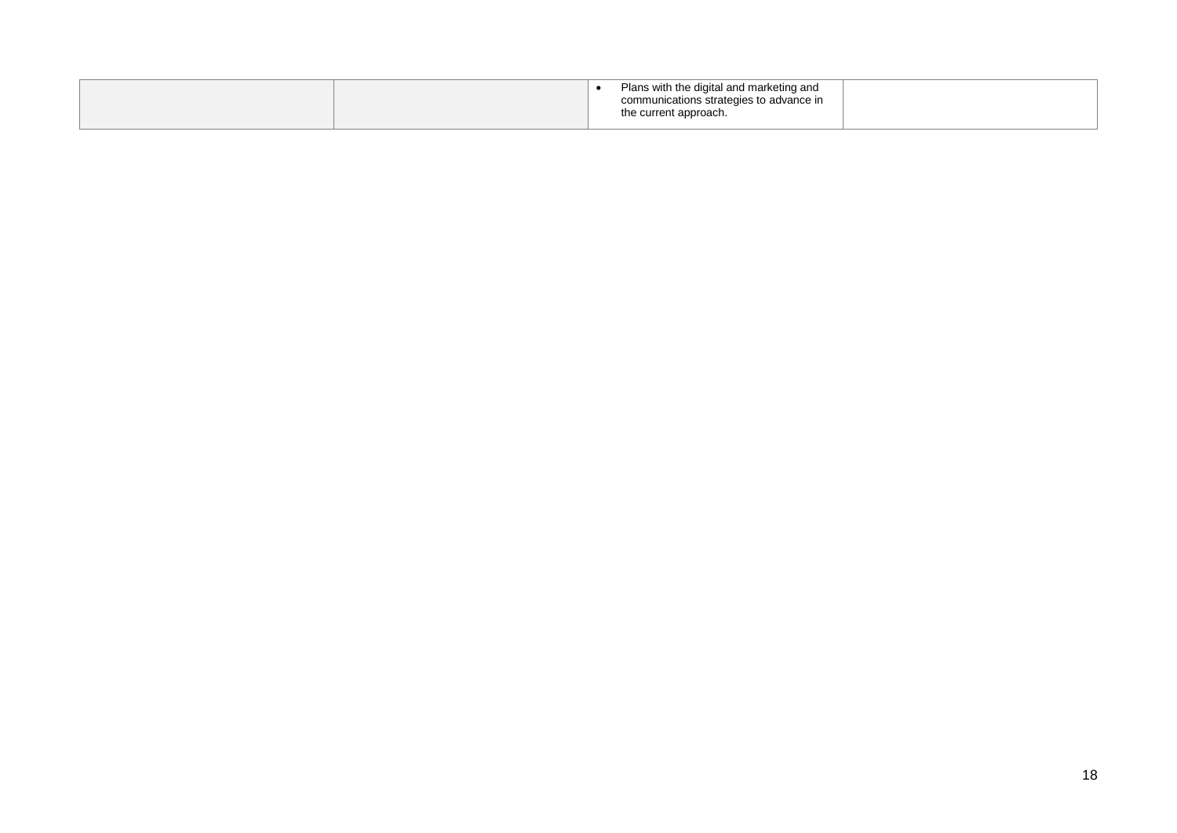| | | | |
|---|---|---|---|
| | | • Plans with the digital and marketing and communications strategies to advance in the current approach. | |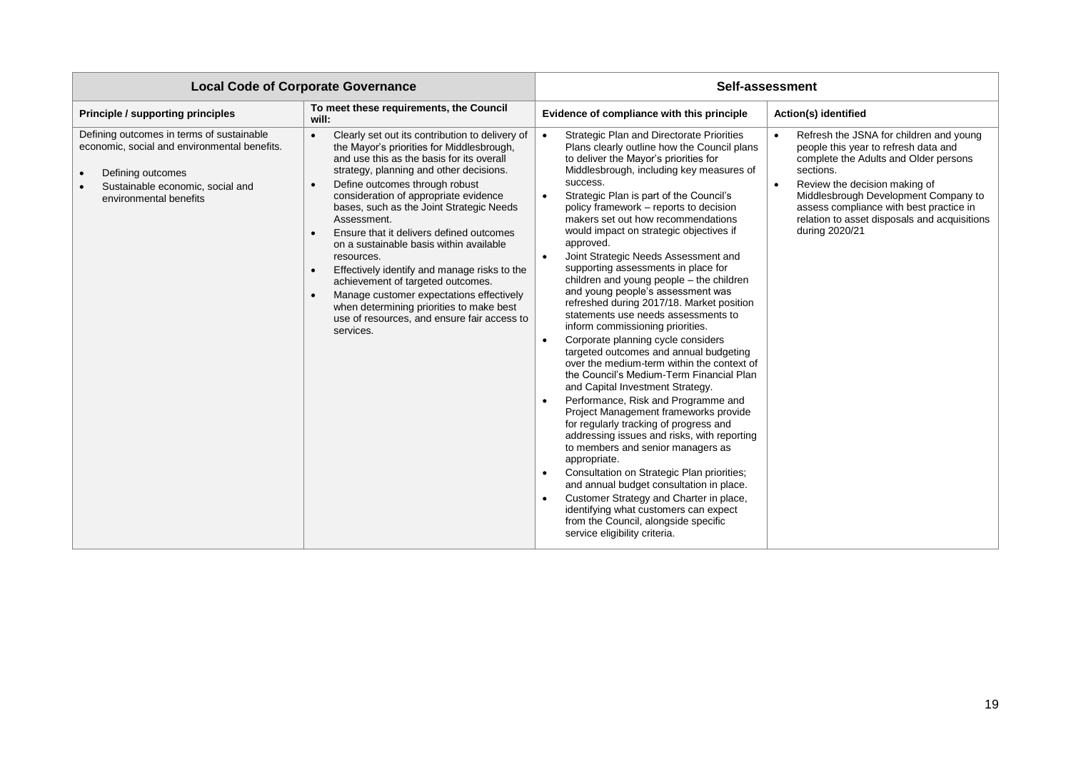| Local Code of Corporate Governance | | Self-assessment | |
|---|---|---|---|
| **Principle / supporting principles** | **To meet these requirements, the Council will:** | **Evidence of compliance with this principle** | **Action(s) identified** |
| Defining outcomes in terms of sustainable economic, social and environmental benefits.<br><br>• Defining outcomes<br>• Sustainable economic, social and environmental benefits | • Clearly set out its contribution to delivery of the Mayor's priorities for Middlesbrough, and use this as the basis for its overall strategy, planning and other decisions.<br>• Define outcomes through robust consideration of appropriate evidence bases, such as the Joint Strategic Needs Assessment.<br>• Ensure that it delivers defined outcomes on a sustainable basis within available resources.<br>• Effectively identify and manage risks to the achievement of targeted outcomes.<br>• Manage customer expectations effectively when determining priorities to make best use of resources, and ensure fair access to services. | • Strategic Plan and Directorate Priorities Plans clearly outline how the Council plans to deliver the Mayor's priorities for Middlesbrough, including key measures of success.<br>• Strategic Plan is part of the Council's policy framework – reports to decision makers set out how recommendations would impact on strategic objectives if approved.<br>• Joint Strategic Needs Assessment and supporting assessments in place for children and young people – the children and young people's assessment was refreshed during 2017/18. Market position statements use needs assessments to inform commissioning priorities.<br>• Corporate planning cycle considers targeted outcomes and annual budgeting over the medium-term within the context of the Council's Medium-Term Financial Plan and Capital Investment Strategy.<br>• Performance, Risk and Programme and Project Management frameworks provide for regularly tracking of progress and addressing issues and risks, with reporting to members and senior managers as appropriate.<br>• Consultation on Strategic Plan priorities; and annual budget consultation in place.<br>• Customer Strategy and Charter in place, identifying what customers can expect from the Council, alongside specific service eligibility criteria. | • Refresh the JSNA for children and young people this year to refresh data and complete the Adults and Older persons sections.<br>• Review the decision making of Middlesbrough Development Company to assess compliance with best practice in relation to asset disposals and acquisitions during 2020/21 |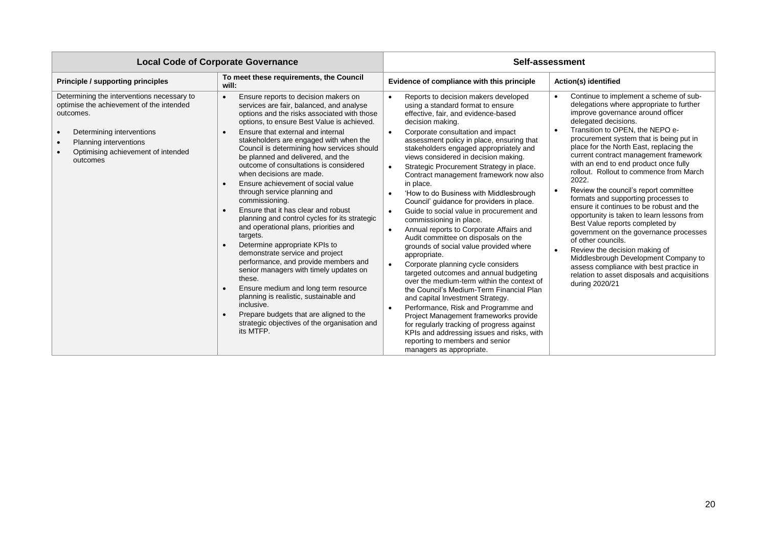| Local Code of Corporate Governance | | Self-assessment | |
|---|---|---|---|
| **Principle / supporting principles** | **To meet these requirements, the Council will:** | **Evidence of compliance with this principle** | **Action(s) identified** |
| Determining the interventions necessary to optimise the achievement of the intended outcomes.<br><br>• Determining interventions<br>• Planning interventions<br>• Optimising achievement of intended outcomes | • Ensure reports to decision makers on services are fair, balanced, and analyse options and the risks associated with those options, to ensure Best Value is achieved.<br>• Ensure that external and internal stakeholders are engaged with when the Council is determining how services should be planned and delivered, and the outcome of consultations is considered when decisions are made.<br>• Ensure achievement of social value through service planning and commissioning.<br>• Ensure that it has clear and robust planning and control cycles for its strategic and operational plans, priorities and targets.<br>• Determine appropriate KPIs to demonstrate service and project performance, and provide members and senior managers with timely updates on these.<br>• Ensure medium and long term resource planning is realistic, sustainable and inclusive.<br>• Prepare budgets that are aligned to the strategic objectives of the organisation and its MTFP. | • Reports to decision makers developed using a standard format to ensure effective, fair, and evidence-based decision making.<br>• Corporate consultation and impact assessment policy in place, ensuring that stakeholders engaged appropriately and views considered in decision making.<br>• Strategic Procurement Strategy in place. Contract management framework now also in place.<br>• 'How to do Business with Middlesbrough Council' guidance for providers in place.<br>• Guide to social value in procurement and commissioning in place.<br>• Annual reports to Corporate Affairs and Audit committee on disposals on the grounds of social value provided where appropriate.<br>• Corporate planning cycle considers targeted outcomes and annual budgeting over the medium-term within the context of the Council's Medium-Term Financial Plan and capital Investment Strategy.<br>• Performance, Risk and Programme and Project Management frameworks provide for regularly tracking of progress against KPIs and addressing issues and risks, with reporting to members and senior managers as appropriate. | • Continue to implement a scheme of sub-delegations where appropriate to further improve governance around officer delegated decisions.<br>• Transition to OPEN, the NEPO e-procurement system that is being put in place for the North East, replacing the current contract management framework with an end to end product once fully rollout. Rollout to commence from March 2022.<br>• Review the council's report committee formats and supporting processes to ensure it continues to be robust and the opportunity is taken to learn lessons from Best Value reports completed by government on the governance processes of other councils.<br>• Review the decision making of Middlesbrough Development Company to assess compliance with best practice in relation to asset disposals and acquisitions during 2020/21 |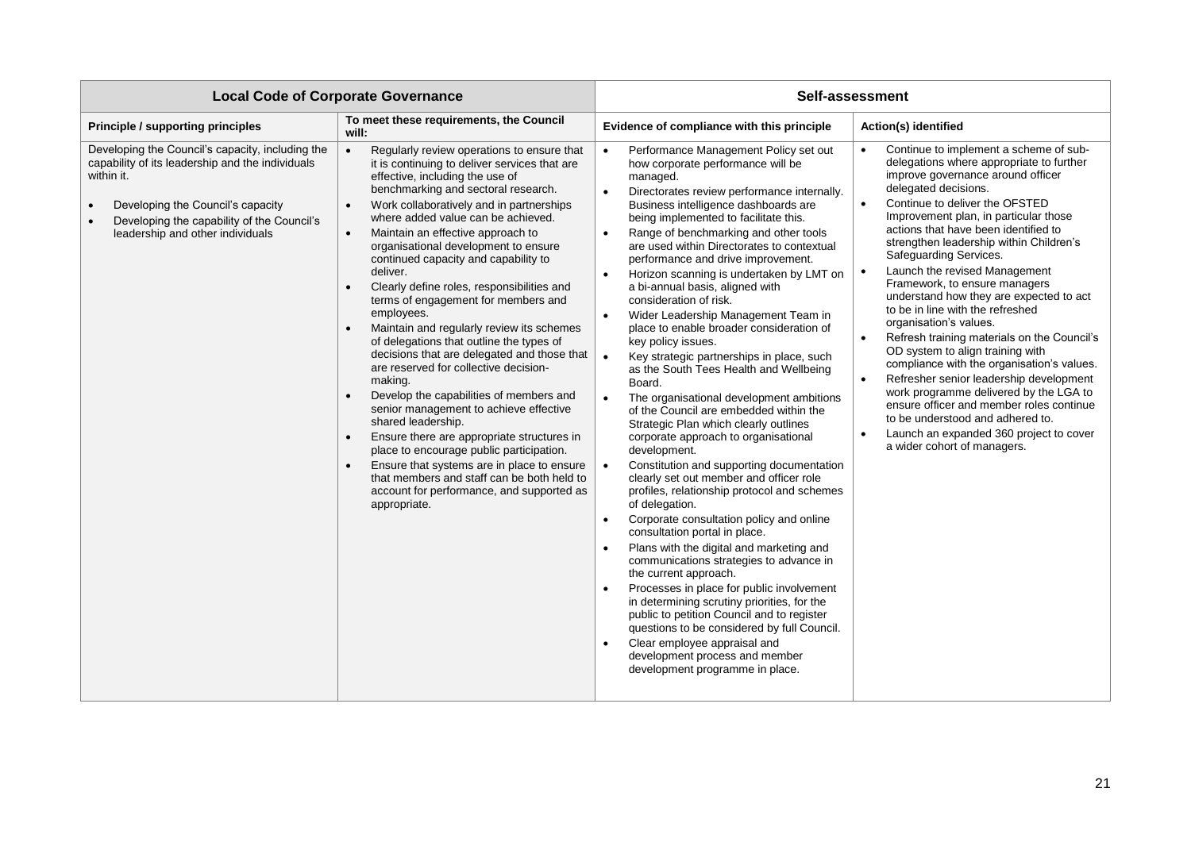| Local Code of Corporate Governance | | Self-assessment | |
|---|---|---|---|
| **Principle / supporting principles** | **To meet these requirements, the Council will:** | **Evidence of compliance with this principle** | **Action(s) identified** |
| Developing the Council's capacity, including the capability of its leadership and the individuals within it.<br><br>• Developing the Council's capacity<br>• Developing the capability of the Council's leadership and other individuals | • Regularly review operations to ensure that it is continuing to deliver services that are effective, including the use of benchmarking and sectoral research.<br>• Work collaboratively and in partnerships where added value can be achieved.<br>• Maintain an effective approach to organisational development to ensure continued capacity and capability to deliver.<br>• Clearly define roles, responsibilities and terms of engagement for members and employees.<br>• Maintain and regularly review its schemes of delegations that outline the types of decisions that are delegated and those that are reserved for collective decision-making.<br>• Develop the capabilities of members and senior management to achieve effective shared leadership.<br>• Ensure there are appropriate structures in place to encourage public participation.<br>• Ensure that systems are in place to ensure that members and staff can be both held to account for performance, and supported as appropriate. | • Performance Management Policy set out how corporate performance will be managed.<br>• Directorates review performance internally. Business intelligence dashboards are being implemented to facilitate this.<br>• Range of benchmarking and other tools are used within Directorates to contextual performance and drive improvement.<br>• Horizon scanning is undertaken by LMT on a bi-annual basis, aligned with consideration of risk.<br>• Wider Leadership Management Team in place to enable broader consideration of key policy issues.<br>• Key strategic partnerships in place, such as the South Tees Health and Wellbeing Board.<br>• The organisational development ambitions of the Council are embedded within the Strategic Plan which clearly outlines corporate approach to organisational development.<br>• Constitution and supporting documentation clearly set out member and officer role profiles, relationship protocol and schemes of delegation.<br>• Corporate consultation policy and online consultation portal in place.<br>• Plans with the digital and marketing and communications strategies to advance in the current approach.<br>• Processes in place for public involvement in determining scrutiny priorities, for the public to petition Council and to register questions to be considered by full Council.<br>• Clear employee appraisal and development process and member development programme in place. | • Continue to implement a scheme of sub-delegations where appropriate to further improve governance around officer delegated decisions.<br>• Continue to deliver the OFSTED Improvement plan, in particular those actions that have been identified to strengthen leadership within Children's Safeguarding Services.<br>• Launch the revised Management Framework, to ensure managers understand how they are expected to act to be in line with the refreshed organisation's values.<br>• Refresh training materials on the Council's OD system to align training with compliance with the organisation's values.<br>• Refresher senior leadership development work programme delivered by the LGA to ensure officer and member roles continue to be understood and adhered to.<br>• Launch an expanded 360 project to cover a wider cohort of managers. |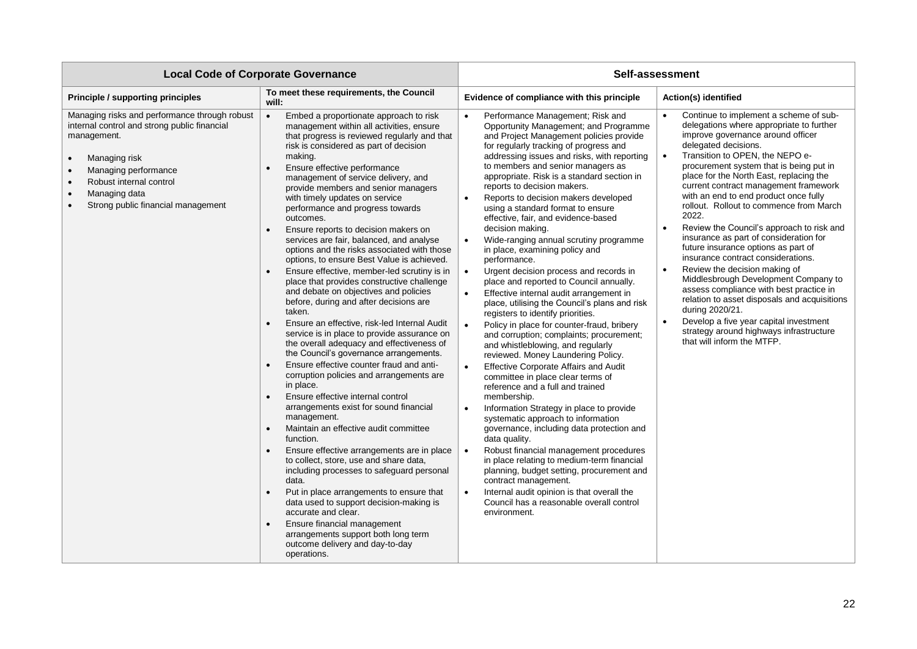| Local Code of Corporate Governance | | Self-assessment | |
|---|---|---|---|
| **Principle / supporting principles** | **To meet these requirements, the Council will:** | **Evidence of compliance with this principle** | **Action(s) identified** |
| Managing risks and performance through robust internal control and strong public financial management.<br><br>• Managing risk<br>• Managing performance<br>• Robust internal control<br>• Managing data<br>• Strong public financial management | • Embed a proportionate approach to risk management within all activities, ensure that progress is reviewed regularly and that risk is considered as part of decision making.<br>• Ensure effective performance management of service delivery, and provide members and senior managers with timely updates on service performance and progress towards outcomes.<br>• Ensure reports to decision makers on services are fair, balanced, and analyse options and the risks associated with those options, to ensure Best Value is achieved.<br>• Ensure effective, member-led scrutiny is in place that provides constructive challenge and debate on objectives and policies before, during and after decisions are taken.<br>• Ensure an effective, risk-led Internal Audit service is in place to provide assurance on the overall adequacy and effectiveness of the Council's governance arrangements.<br>• Ensure effective counter fraud and anti-corruption policies and arrangements are in place.<br>• Ensure effective internal control arrangements exist for sound financial management.<br>• Maintain an effective audit committee function.<br>• Ensure effective arrangements are in place to collect, store, use and share data, including processes to safeguard personal data.<br>• Put in place arrangements to ensure that data used to support decision-making is accurate and clear.<br>• Ensure financial management arrangements support both long term outcome delivery and day-to-day operations. | • Performance Management; Risk and Opportunity Management; and Programme and Project Management policies provide for regularly tracking of progress and addressing issues and risks, with reporting to members and senior managers as appropriate. Risk is a standard section in reports to decision makers.<br>• Reports to decision makers developed using a standard format to ensure effective, fair, and evidence-based decision making.<br>• Wide-ranging annual scrutiny programme in place, examining policy and performance.<br>• Urgent decision process and records in place and reported to Council annually.<br>• Effective internal audit arrangement in place, utilising the Council's plans and risk registers to identify priorities.<br>• Policy in place for counter-fraud, bribery and corruption; complaints; procurement; and whistleblowing, and regularly reviewed. Money Laundering Policy.<br>• Effective Corporate Affairs and Audit committee in place clear terms of reference and a full and trained membership.<br>• Information Strategy in place to provide systematic approach to information governance, including data protection and data quality.<br>• Robust financial management procedures in place relating to medium-term financial planning, budget setting, procurement and contract management.<br>• Internal audit opinion is that overall the Council has a reasonable overall control environment. | • Continue to implement a scheme of sub-delegations where appropriate to further improve governance around officer delegated decisions.<br>• Transition to OPEN, the NEPO e-procurement system that is being put in place for the North East, replacing the current contract management framework with an end to end product once fully rollout. Rollout to commence from March 2022.<br>• Review the Council's approach to risk and insurance as part of consideration for future insurance options as part of insurance contract considerations.<br>• Review the decision making of Middlesbrough Development Company to assess compliance with best practice in relation to asset disposals and acquisitions during 2020/21.<br>• Develop a five year capital investment strategy around highways infrastructure that will inform the MTFP. |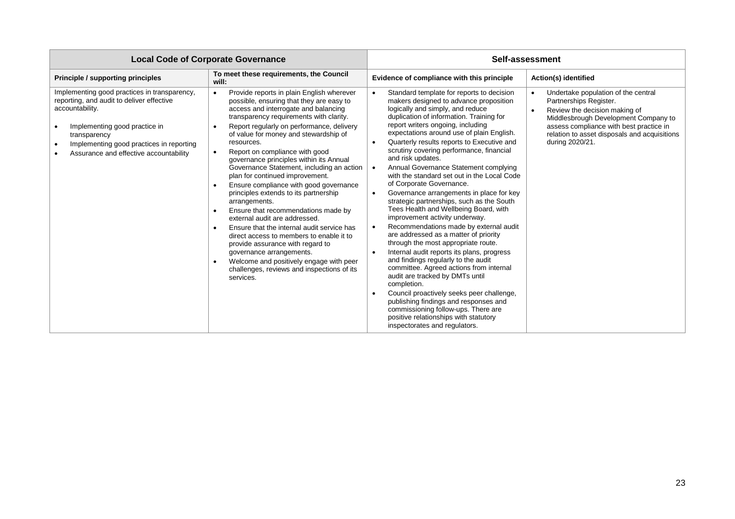| Local Code of Corporate Governance | | Self-assessment | |
|---|---|---|---|
| **Principle / supporting principles** | **To meet these requirements, the Council will:** | **Evidence of compliance with this principle** | **Action(s) identified** |
| Implementing good practices in transparency, reporting, and audit to deliver effective accountability.<br><br>• Implementing good practice in transparency<br>• Implementing good practices in reporting<br>• Assurance and effective accountability | • Provide reports in plain English wherever possible, ensuring that they are easy to access and interrogate and balancing transparency requirements with clarity.<br>• Report regularly on performance, delivery of value for money and stewardship of resources.<br>• Report on compliance with good governance principles within its Annual Governance Statement, including an action plan for continued improvement.<br>• Ensure compliance with good governance principles extends to its partnership arrangements.<br>• Ensure that recommendations made by external audit are addressed.<br>• Ensure that the internal audit service has direct access to members to enable it to provide assurance with regard to governance arrangements.<br>• Welcome and positively engage with peer challenges, reviews and inspections of its services. | • Standard template for reports to decision makers designed to advance proposition logically and simply, and reduce duplication of information. Training for report writers ongoing, including expectations around use of plain English.<br>• Quarterly results reports to Executive and scrutiny covering performance, financial and risk updates.<br>• Annual Governance Statement complying with the standard set out in the Local Code of Corporate Governance.<br>• Governance arrangements in place for key strategic partnerships, such as the South Tees Health and Wellbeing Board, with improvement activity underway.<br>• Recommendations made by external audit are addressed as a matter of priority through the most appropriate route.<br>• Internal audit reports its plans, progress and findings regularly to the audit committee. Agreed actions from internal audit are tracked by DMTs until completion.<br>• Council proactively seeks peer challenge, publishing findings and responses and commissioning follow-ups. There are positive relationships with statutory inspectorates and regulators. | • Undertake population of the central Partnerships Register.<br>• Review the decision making of Middlesbrough Development Company to assess compliance with best practice in relation to asset disposals and acquisitions during 2020/21. |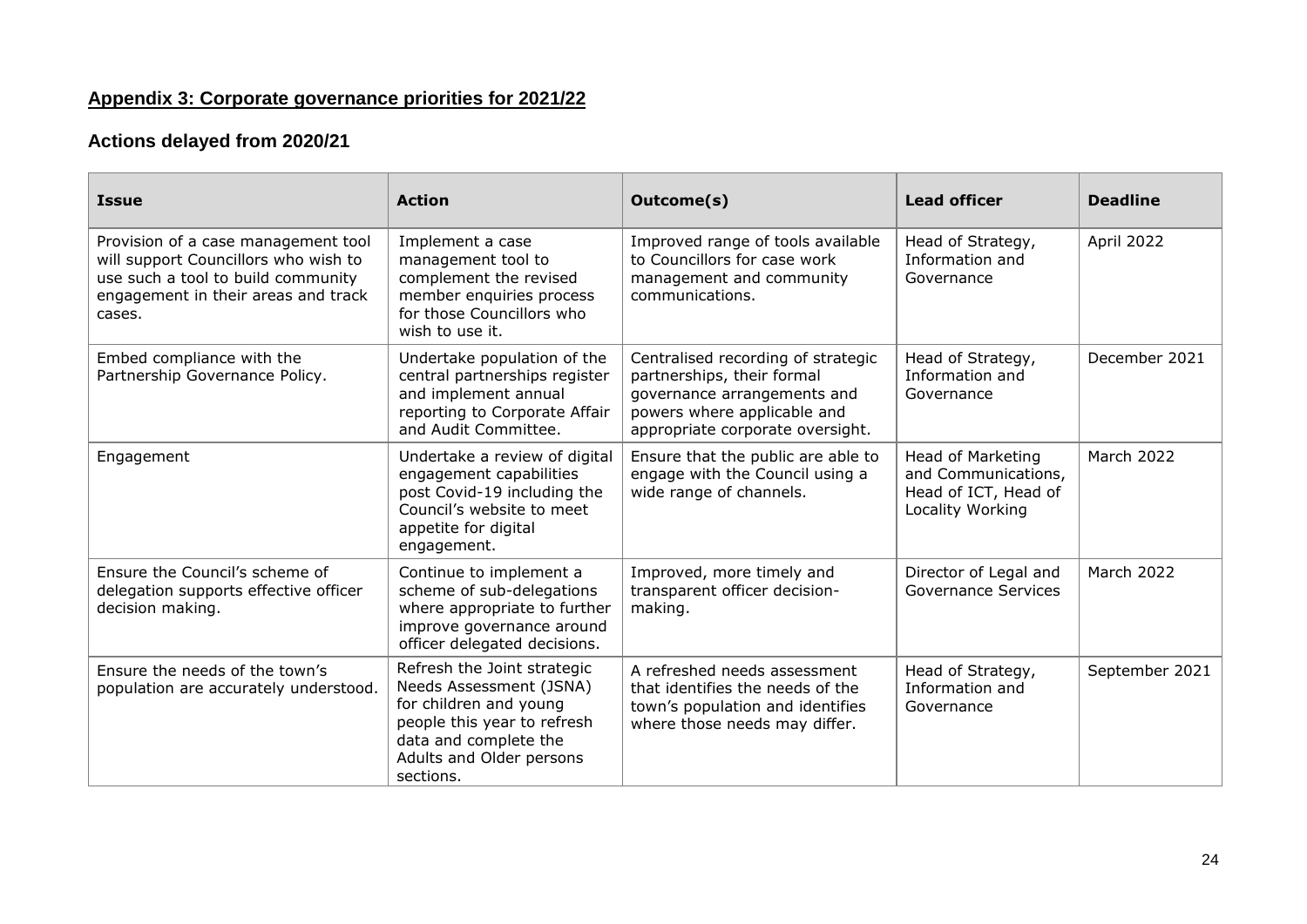## Appendix 3: Corporate governance priorities for 2021/22

### Actions delayed from 2020/21

| Issue | Action | Outcome(s) | Lead officer | Deadline |
|---|---|---|---|---|
| Provision of a case management tool will support Councillors who wish to use such a tool to build community engagement in their areas and track cases. | Implement a case management tool to complement the revised member enquiries process for those Councillors who wish to use it. | Improved range of tools available to Councillors for case work management and community communications. | Head of Strategy, Information and Governance | April 2022 |
| Embed compliance with the Partnership Governance Policy. | Undertake population of the central partnerships register and implement annual reporting to Corporate Affair and Audit Committee. | Centralised recording of strategic partnerships, their formal governance arrangements and powers where applicable and appropriate corporate oversight. | Head of Strategy, Information and Governance | December 2021 |
| Engagement | Undertake a review of digital engagement capabilities post Covid-19 including the Council's website to meet appetite for digital engagement. | Ensure that the public are able to engage with the Council using a wide range of channels. | Head of Marketing and Communications, Head of ICT, Head of Locality Working | March 2022 |
| Ensure the Council's scheme of delegation supports effective officer decision making. | Continue to implement a scheme of sub-delegations where appropriate to further improve governance around officer delegated decisions. | Improved, more timely and transparent officer decision-making. | Director of Legal and Governance Services | March 2022 |
| Ensure the needs of the town's population are accurately understood. | Refresh the Joint strategic Needs Assessment (JSNA) for children and young people this year to refresh data and complete the Adults and Older persons sections. | A refreshed needs assessment that identifies the needs of the town's population and identifies where those needs may differ. | Head of Strategy, Information and Governance | September 2021 |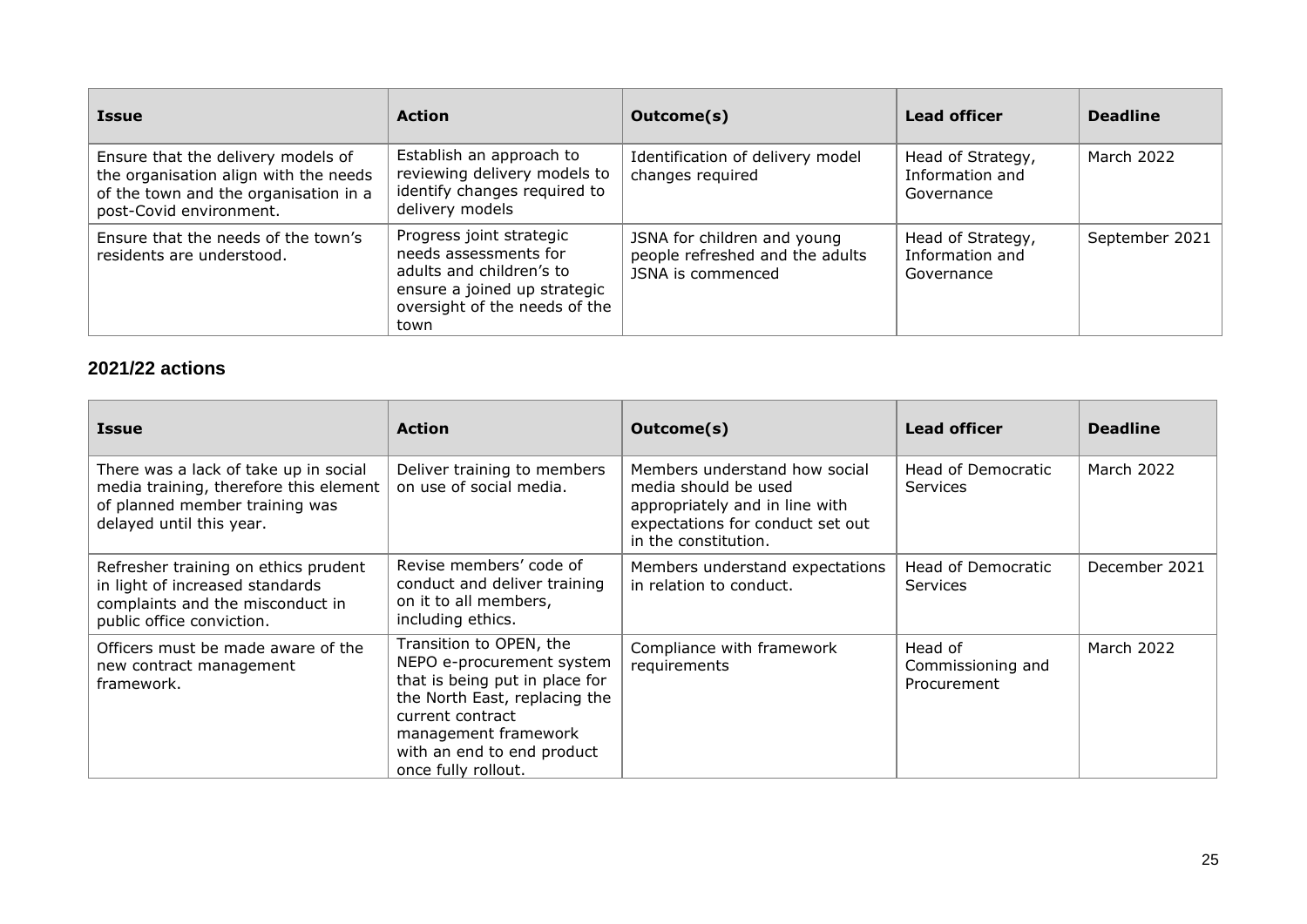| Issue | Action | Outcome(s) | Lead officer | Deadline |
|---|---|---|---|---|
| Ensure that the delivery models of the organisation align with the needs of the town and the organisation in a post-Covid environment. | Establish an approach to reviewing delivery models to identify changes required to delivery models | Identification of delivery model changes required | Head of Strategy, Information and Governance | March 2022 |
| Ensure that the needs of the town's residents are understood. | Progress joint strategic needs assessments for adults and children's to ensure a joined up strategic oversight of the needs of the town | JSNA for children and young people refreshed and the adults JSNA is commenced | Head of Strategy, Information and Governance | September 2021 |

## 2021/22 actions

| Issue | Action | Outcome(s) | Lead officer | Deadline |
|---|---|---|---|---|
| There was a lack of take up in social media training, therefore this element of planned member training was delayed until this year. | Deliver training to members on use of social media. | Members understand how social media should be used appropriately and in line with expectations for conduct set out in the constitution. | Head of Democratic Services | March 2022 |
| Refresher training on ethics prudent in light of increased standards complaints and the misconduct in public office conviction. | Revise members' code of conduct and deliver training on it to all members, including ethics. | Members understand expectations in relation to conduct. | Head of Democratic Services | December 2021 |
| Officers must be made aware of the new contract management framework. | Transition to OPEN, the NEPO e-procurement system that is being put in place for the North East, replacing the current contract management framework with an end to end product once fully rollout. | Compliance with framework requirements | Head of Commissioning and Procurement | March 2022 |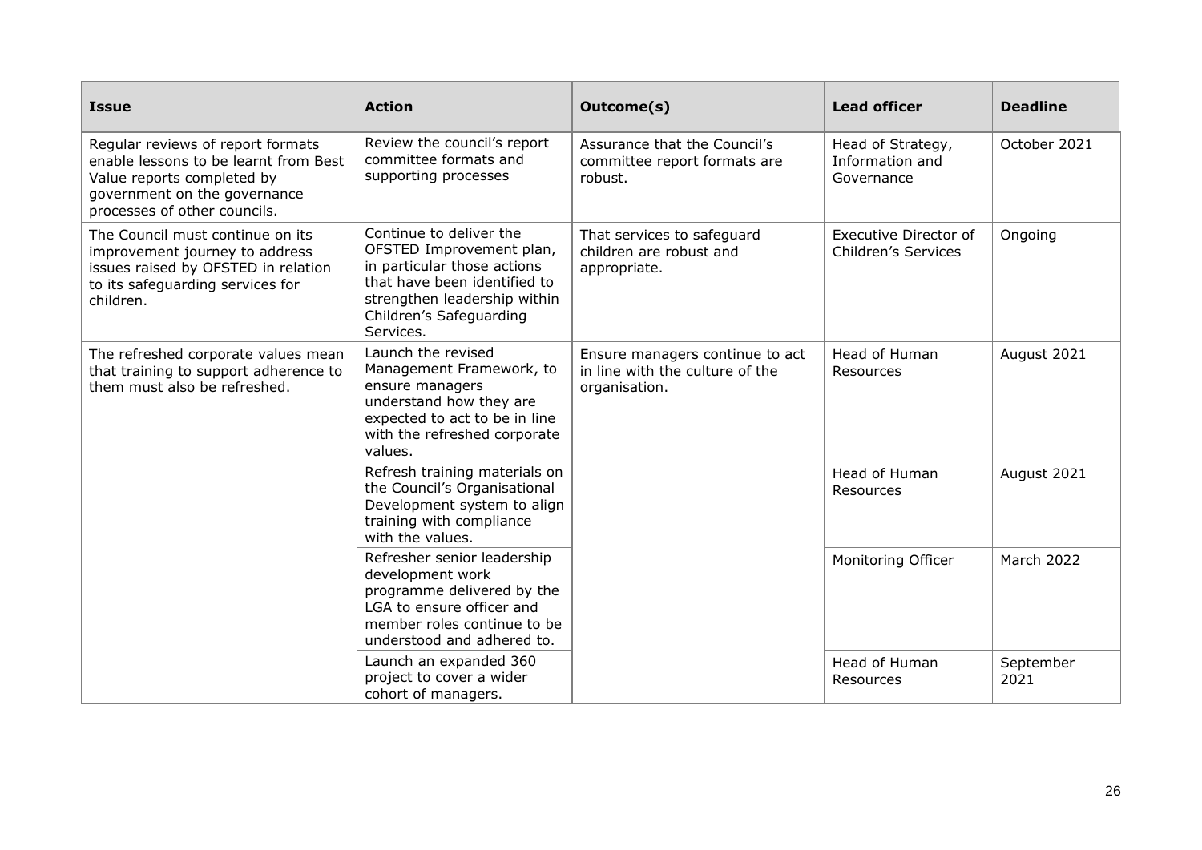| Issue | Action | Outcome(s) | Lead officer | Deadline |
|---|---|---|---|---|
| Regular reviews of report formats enable lessons to be learnt from Best Value reports completed by government on the governance processes of other councils. | Review the council's report committee formats and supporting processes | Assurance that the Council's committee report formats are robust. | Head of Strategy, Information and Governance | October 2021 |
| The Council must continue on its improvement journey to address issues raised by OFSTED in relation to its safeguarding services for children. | Continue to deliver the OFSTED Improvement plan, in particular those actions that have been identified to strengthen leadership within Children's Safeguarding Services. | That services to safeguard children are robust and appropriate. | Executive Director of Children's Services | Ongoing |
| The refreshed corporate values mean that training to support adherence to them must also be refreshed. | Launch the revised Management Framework, to ensure managers understand how they are expected to act to be in line with the refreshed corporate values. | Ensure managers continue to act in line with the culture of the organisation. | Head of Human Resources | August 2021 |
| | Refresh training materials on the Council's Organisational Development system to align training with compliance with the values. | | Head of Human Resources | August 2021 |
| | Refresher senior leadership development work programme delivered by the LGA to ensure officer and member roles continue to be understood and adhered to. | | Monitoring Officer | March 2022 |
| | Launch an expanded 360 project to cover a wider cohort of managers. | | Head of Human Resources | September 2021 |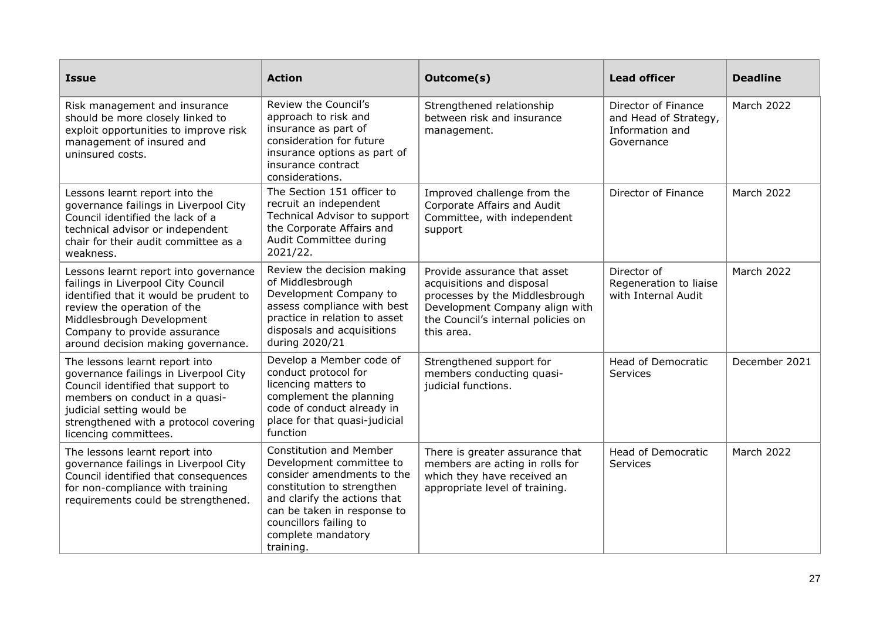| Issue | Action | Outcome(s) | Lead officer | Deadline |
|---|---|---|---|---|
| Risk management and insurance should be more closely linked to exploit opportunities to improve risk management of insured and uninsured costs. | Review the Council's approach to risk and insurance as part of consideration for future insurance options as part of insurance contract considerations. | Strengthened relationship between risk and insurance management. | Director of Finance and Head of Strategy, Information and Governance | March 2022 |
| Lessons learnt report into the governance failings in Liverpool City Council identified the lack of a technical advisor or independent chair for their audit committee as a weakness. | The Section 151 officer to recruit an independent Technical Advisor to support the Corporate Affairs and Audit Committee during 2021/22. | Improved challenge from the Corporate Affairs and Audit Committee, with independent support | Director of Finance | March 2022 |
| Lessons learnt report into governance failings in Liverpool City Council identified that it would be prudent to review the operation of the Middlesbrough Development Company to provide assurance around decision making governance. | Review the decision making of Middlesbrough Development Company to assess compliance with best practice in relation to asset disposals and acquisitions during 2020/21 | Provide assurance that asset acquisitions and disposal processes by the Middlesbrough Development Company align with the Council's internal policies on this area. | Director of Regeneration to liaise with Internal Audit | March 2022 |
| The lessons learnt report into governance failings in Liverpool City Council identified that support to members on conduct in a quasi-judicial setting would be strengthened with a protocol covering licencing committees. | Develop a Member code of conduct protocol for licencing matters to complement the planning code of conduct already in place for that quasi-judicial function | Strengthened support for members conducting quasi-judicial functions. | Head of Democratic Services | December 2021 |
| The lessons learnt report into governance failings in Liverpool City Council identified that consequences for non-compliance with training requirements could be strengthened. | Constitution and Member Development committee to consider amendments to the constitution to strengthen and clarify the actions that can be taken in response to councillors failing to complete mandatory training. | There is greater assurance that members are acting in rolls for which they have received an appropriate level of training. | Head of Democratic Services | March 2022 |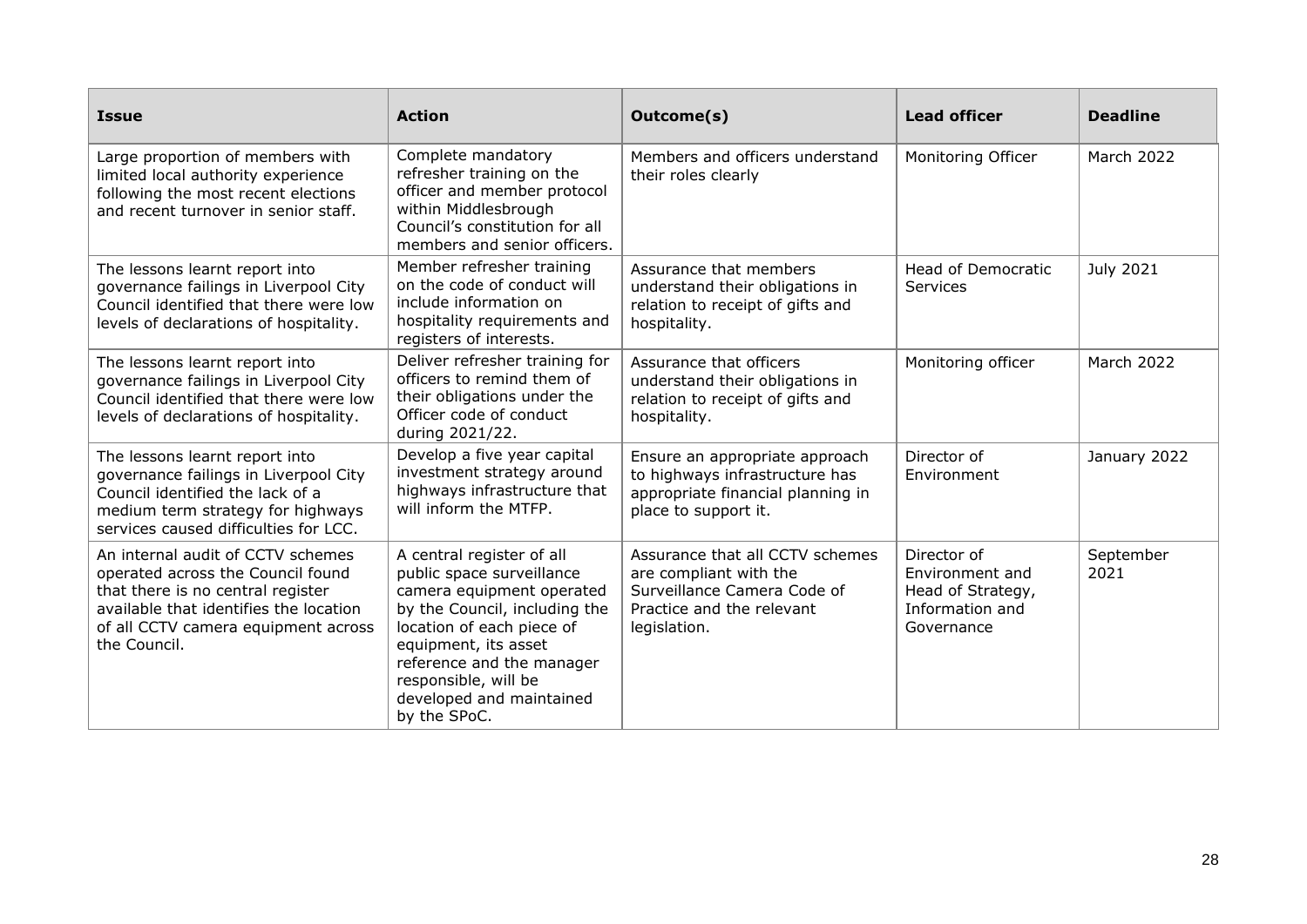| Issue | Action | Outcome(s) | Lead officer | Deadline |
| --- | --- | --- | --- | --- |
| Large proportion of members with limited local authority experience following the most recent elections and recent turnover in senior staff. | Complete mandatory refresher training on the officer and member protocol within Middlesbrough Council's constitution for all members and senior officers. | Members and officers understand their roles clearly | Monitoring Officer | March 2022 |
| The lessons learnt report into governance failings in Liverpool City Council identified that there were low levels of declarations of hospitality. | Member refresher training on the code of conduct will include information on hospitality requirements and registers of interests. | Assurance that members understand their obligations in relation to receipt of gifts and hospitality. | Head of Democratic Services | July 2021 |
| The lessons learnt report into governance failings in Liverpool City Council identified that there were low levels of declarations of hospitality. | Deliver refresher training for officers to remind them of their obligations under the Officer code of conduct during 2021/22. | Assurance that officers understand their obligations in relation to receipt of gifts and hospitality. | Monitoring officer | March 2022 |
| The lessons learnt report into governance failings in Liverpool City Council identified the lack of a medium term strategy for highways services caused difficulties for LCC. | Develop a five year capital investment strategy around highways infrastructure that will inform the MTFP. | Ensure an appropriate approach to highways infrastructure has appropriate financial planning in place to support it. | Director of Environment | January 2022 |
| An internal audit of CCTV schemes operated across the Council found that there is no central register available that identifies the location of all CCTV camera equipment across the Council. | A central register of all public space surveillance camera equipment operated by the Council, including the location of each piece of equipment, its asset reference and the manager responsible, will be developed and maintained by the SPoC. | Assurance that all CCTV schemes are compliant with the Surveillance Camera Code of Practice and the relevant legislation. | Director of Environment and Head of Strategy, Information and Governance | September 2021 |